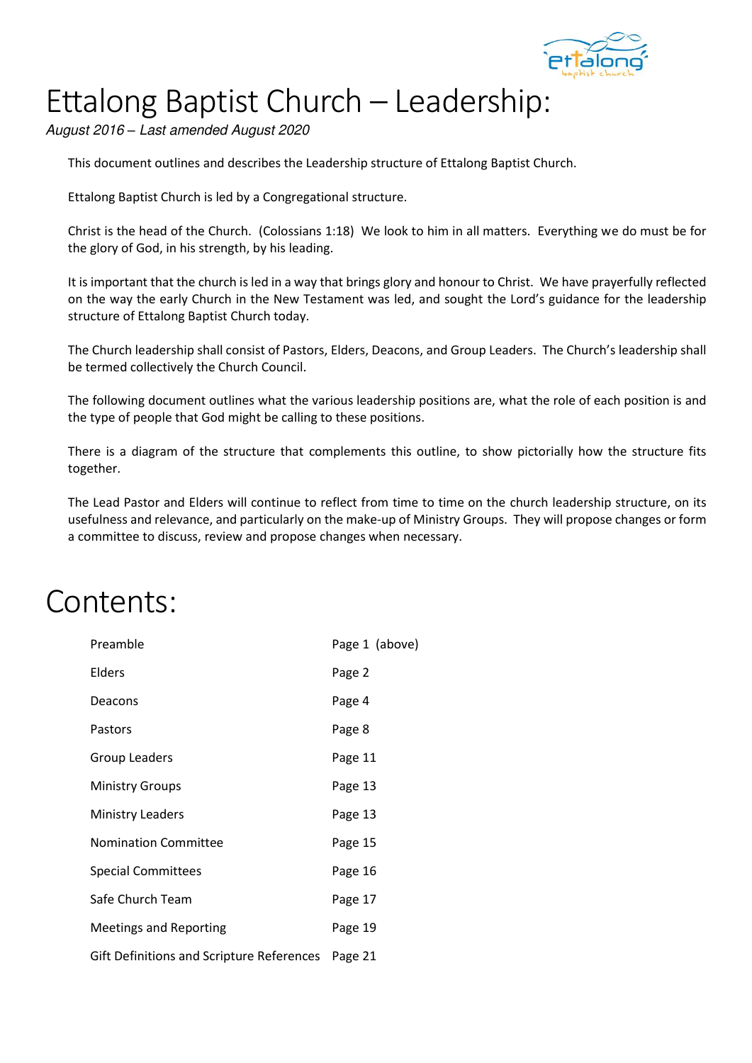# Ettalong Baptist Church – Leadership:

*August 2016 – Last amended August 2020*

This document outlines and describes the Leadership structure of Ettalong Baptist Church.

Ettalong Baptist Church is led by a Congregational structure.

Christ is the head of the Church. (Colossians 1:18) We look to him in all matters. Everything we do must be for the glory of God, in his strength, by his leading.

It is important that the church is led in a way that brings glory and honour to Christ. We have prayerfully reflected on the way the early Church in the New Testament was led, and sought the Lord's guidance for the leadership structure of Ettalong Baptist Church today.

The Church leadership shall consist of Pastors, Elders, Deacons, and Group Leaders. The Church's leadership shall be termed collectively the Church Council.

The following document outlines what the various leadership positions are, what the role of each position is and the type of people that God might be calling to these positions.

There is a diagram of the structure that complements this outline, to show pictorially how the structure fits together.

The Lead Pastor and Elders will continue to reflect from time to time on the church leadership structure, on its usefulness and relevance, and particularly on the make-up of Ministry Groups. They will propose changes or form a committee to discuss, review and propose changes when necessary.

# Contents:

| | |
|---|---|
| Preamble | Page 1 (above) |
| Elders | Page 2 |
| Deacons | Page 4 |
| Pastors | Page 8 |
| Group Leaders | Page 11 |
| Ministry Groups | Page 13 |
| Ministry Leaders | Page 13 |
| Nomination Committee | Page 15 |
| Special Committees | Page 16 |
| Safe Church Team | Page 17 |
| Meetings and Reporting | Page 19 |
| Gift Definitions and Scripture References | Page 21 |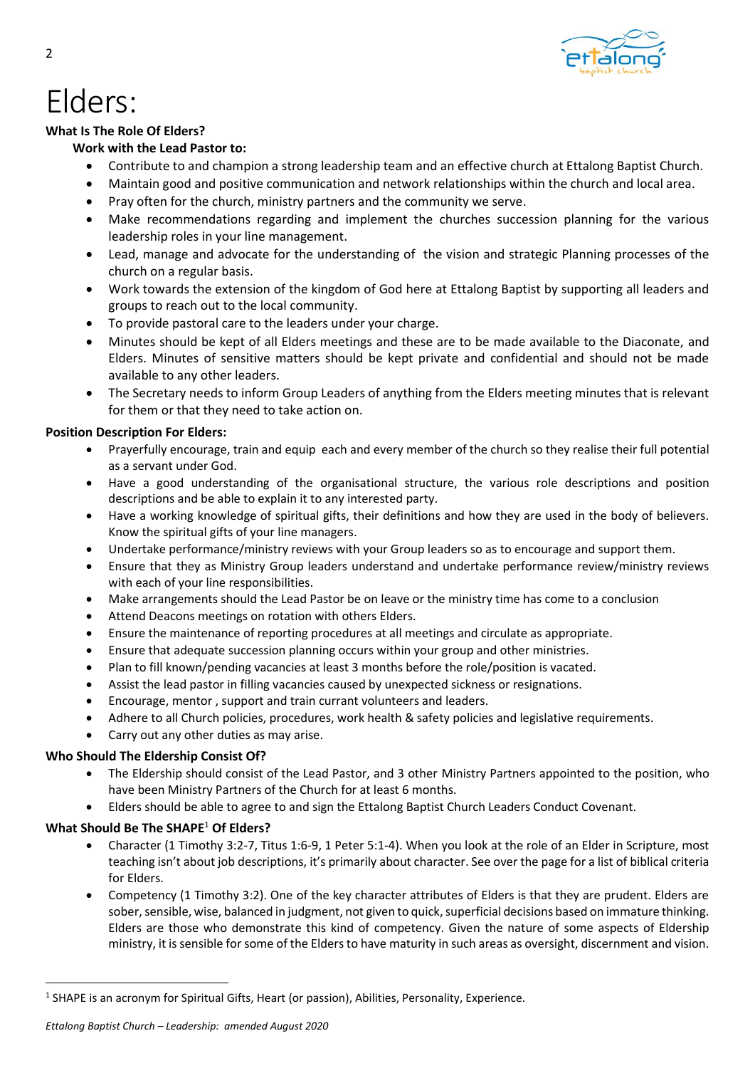# Elders:

**What Is The Role Of Elders?**

**Work with the Lead Pastor to:**

- Contribute to and champion a strong leadership team and an effective church at Ettalong Baptist Church.
- Maintain good and positive communication and network relationships within the church and local area.
- Pray often for the church, ministry partners and the community we serve.
- Make recommendations regarding and implement the churches succession planning for the various leadership roles in your line management.
- Lead, manage and advocate for the understanding of the vision and strategic Planning processes of the church on a regular basis.
- Work towards the extension of the kingdom of God here at Ettalong Baptist by supporting all leaders and groups to reach out to the local community.
- To provide pastoral care to the leaders under your charge.
- Minutes should be kept of all Elders meetings and these are to be made available to the Diaconate, and Elders. Minutes of sensitive matters should be kept private and confidential and should not be made available to any other leaders.
- The Secretary needs to inform Group Leaders of anything from the Elders meeting minutes that is relevant for them or that they need to take action on.

**Position Description For Elders:**

- Prayerfully encourage, train and equip each and every member of the church so they realise their full potential as a servant under God.
- Have a good understanding of the organisational structure, the various role descriptions and position descriptions and be able to explain it to any interested party.
- Have a working knowledge of spiritual gifts, their definitions and how they are used in the body of believers. Know the spiritual gifts of your line managers.
- Undertake performance/ministry reviews with your Group leaders so as to encourage and support them.
- Ensure that they as Ministry Group leaders understand and undertake performance review/ministry reviews with each of your line responsibilities.
- Make arrangements should the Lead Pastor be on leave or the ministry time has come to a conclusion
- Attend Deacons meetings on rotation with others Elders.
- Ensure the maintenance of reporting procedures at all meetings and circulate as appropriate.
- Ensure that adequate succession planning occurs within your group and other ministries.
- Plan to fill known/pending vacancies at least 3 months before the role/position is vacated.
- Assist the lead pastor in filling vacancies caused by unexpected sickness or resignations.
- Encourage, mentor , support and train currant volunteers and leaders.
- Adhere to all Church policies, procedures, work health & safety policies and legislative requirements.
- Carry out any other duties as may arise.

**Who Should The Eldership Consist Of?**

- The Eldership should consist of the Lead Pastor, and 3 other Ministry Partners appointed to the position, who have been Ministry Partners of the Church for at least 6 months.
- Elders should be able to agree to and sign the Ettalong Baptist Church Leaders Conduct Covenant.

**What Should Be The SHAPE[1] Of Elders?**

- Character (1 Timothy 3:2-7, Titus 1:6-9, 1 Peter 5:1-4). When you look at the role of an Elder in Scripture, most teaching isn't about job descriptions, it's primarily about character. See over the page for a list of biblical criteria for Elders.
- Competency (1 Timothy 3:2). One of the key character attributes of Elders is that they are prudent. Elders are sober, sensible, wise, balanced in judgment, not given to quick, superficial decisions based on immature thinking. Elders are those who demonstrate this kind of competency. Given the nature of some aspects of Eldership ministry, it is sensible for some of the Elders to have maturity in such areas as oversight, discernment and vision.

[1] SHAPE is an acronym for Spiritual Gifts, Heart (or passion), Abilities, Personality, Experience.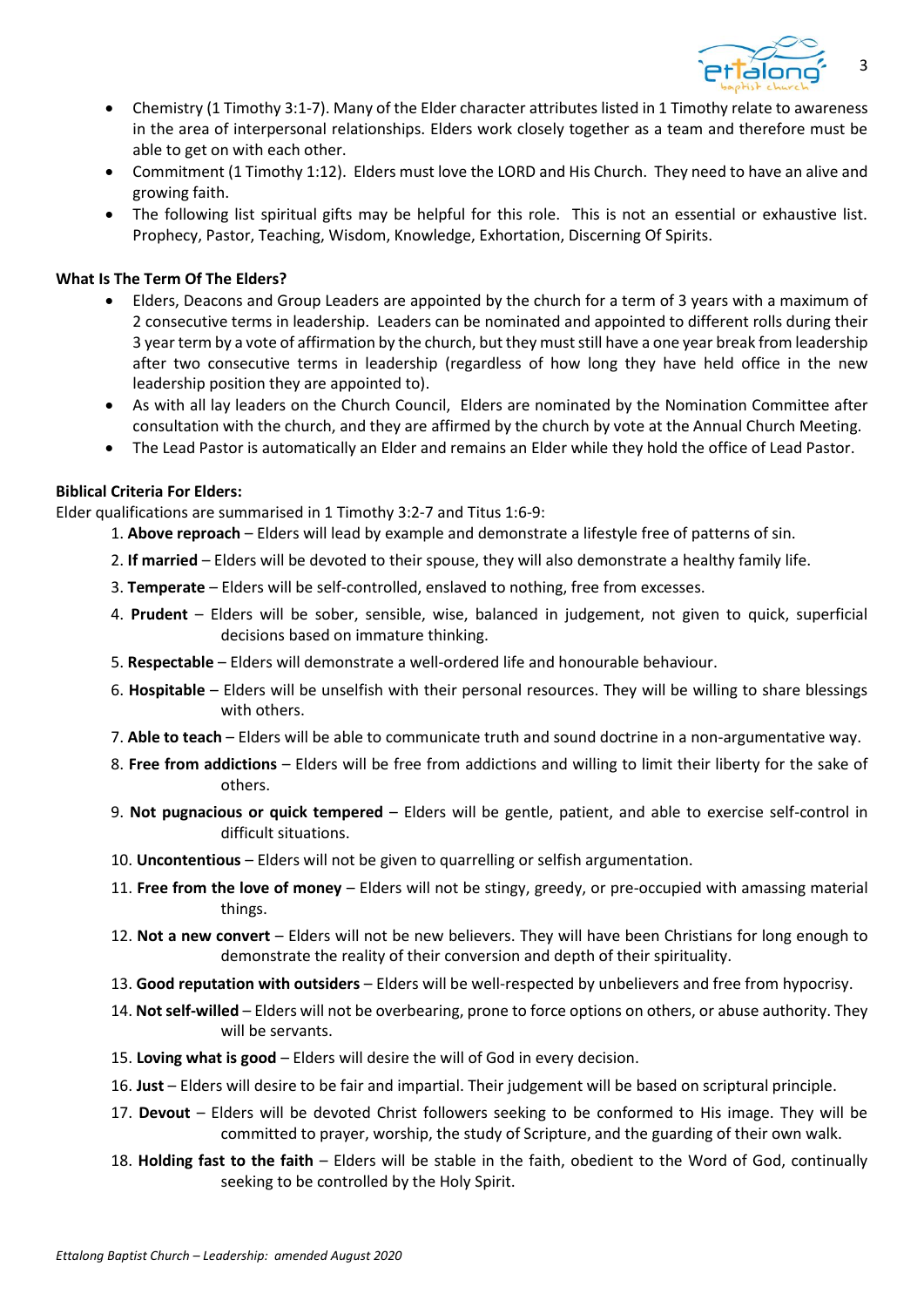- Chemistry (1 Timothy 3:1-7). Many of the Elder character attributes listed in 1 Timothy relate to awareness in the area of interpersonal relationships. Elders work closely together as a team and therefore must be able to get on with each other.
- Commitment (1 Timothy 1:12). Elders must love the LORD and His Church. They need to have an alive and growing faith.
- The following list spiritual gifts may be helpful for this role. This is not an essential or exhaustive list. Prophecy, Pastor, Teaching, Wisdom, Knowledge, Exhortation, Discerning Of Spirits.

**What Is The Term Of The Elders?**

- Elders, Deacons and Group Leaders are appointed by the church for a term of 3 years with a maximum of 2 consecutive terms in leadership. Leaders can be nominated and appointed to different rolls during their 3 year term by a vote of affirmation by the church, but they must still have a one year break from leadership after two consecutive terms in leadership (regardless of how long they have held office in the new leadership position they are appointed to).
- As with all lay leaders on the Church Council, Elders are nominated by the Nomination Committee after consultation with the church, and they are affirmed by the church by vote at the Annual Church Meeting.
- The Lead Pastor is automatically an Elder and remains an Elder while they hold the office of Lead Pastor.

**Biblical Criteria For Elders:**

Elder qualifications are summarised in 1 Timothy 3:2-7 and Titus 1:6-9:

1. **Above reproach** – Elders will lead by example and demonstrate a lifestyle free of patterns of sin.
2. **If married** – Elders will be devoted to their spouse, they will also demonstrate a healthy family life.
3. **Temperate** – Elders will be self-controlled, enslaved to nothing, free from excesses.
4. **Prudent** – Elders will be sober, sensible, wise, balanced in judgement, not given to quick, superficial decisions based on immature thinking.
5. **Respectable** – Elders will demonstrate a well-ordered life and honourable behaviour.
6. **Hospitable** – Elders will be unselfish with their personal resources. They will be willing to share blessings with others.
7. **Able to teach** – Elders will be able to communicate truth and sound doctrine in a non-argumentative way.
8. **Free from addictions** – Elders will be free from addictions and willing to limit their liberty for the sake of others.
9. **Not pugnacious or quick tempered** – Elders will be gentle, patient, and able to exercise self-control in difficult situations.
10. **Uncontentious** – Elders will not be given to quarrelling or selfish argumentation.
11. **Free from the love of money** – Elders will not be stingy, greedy, or pre-occupied with amassing material things.
12. **Not a new convert** – Elders will not be new believers. They will have been Christians for long enough to demonstrate the reality of their conversion and depth of their spirituality.
13. **Good reputation with outsiders** – Elders will be well-respected by unbelievers and free from hypocrisy.
14. **Not self-willed** – Elders will not be overbearing, prone to force options on others, or abuse authority. They will be servants.
15. **Loving what is good** – Elders will desire the will of God in every decision.
16. **Just** – Elders will desire to be fair and impartial. Their judgement will be based on scriptural principle.
17. **Devout** – Elders will be devoted Christ followers seeking to be conformed to His image. They will be committed to prayer, worship, the study of Scripture, and the guarding of their own walk.
18. **Holding fast to the faith** – Elders will be stable in the faith, obedient to the Word of God, continually seeking to be controlled by the Holy Spirit.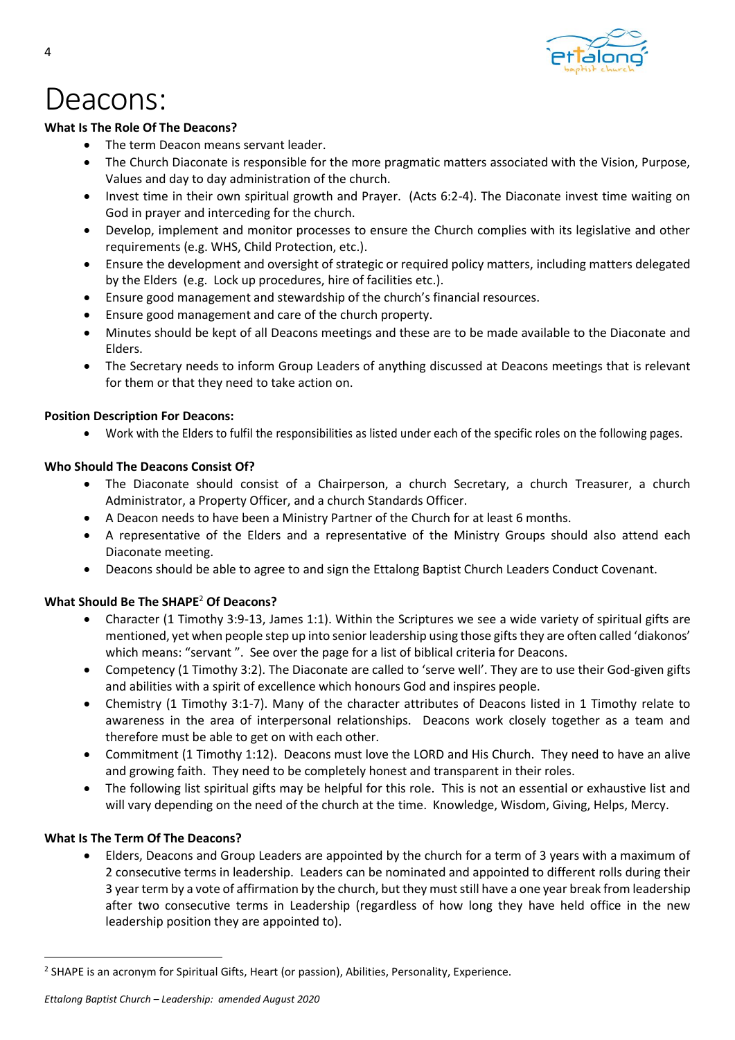# Deacons:

**What Is The Role Of The Deacons?**

- The term Deacon means servant leader.
- The Church Diaconate is responsible for the more pragmatic matters associated with the Vision, Purpose, Values and day to day administration of the church.
- Invest time in their own spiritual growth and Prayer. (Acts 6:2-4). The Diaconate invest time waiting on God in prayer and interceding for the church.
- Develop, implement and monitor processes to ensure the Church complies with its legislative and other requirements (e.g. WHS, Child Protection, etc.).
- Ensure the development and oversight of strategic or required policy matters, including matters delegated by the Elders (e.g. Lock up procedures, hire of facilities etc.).
- Ensure good management and stewardship of the church's financial resources.
- Ensure good management and care of the church property.
- Minutes should be kept of all Deacons meetings and these are to be made available to the Diaconate and Elders.
- The Secretary needs to inform Group Leaders of anything discussed at Deacons meetings that is relevant for them or that they need to take action on.

**Position Description For Deacons:**

- Work with the Elders to fulfil the responsibilities as listed under each of the specific roles on the following pages.

**Who Should The Deacons Consist Of?**

- The Diaconate should consist of a Chairperson, a church Secretary, a church Treasurer, a church Administrator, a Property Officer, and a church Standards Officer.
- A Deacon needs to have been a Ministry Partner of the Church for at least 6 months.
- A representative of the Elders and a representative of the Ministry Groups should also attend each Diaconate meeting.
- Deacons should be able to agree to and sign the Ettalong Baptist Church Leaders Conduct Covenant.

**What Should Be The SHAPE[2] Of Deacons?**

- Character (1 Timothy 3:9-13, James 1:1). Within the Scriptures we see a wide variety of spiritual gifts are mentioned, yet when people step up into senior leadership using those gifts they are often called 'diakonos' which means: "servant ". See over the page for a list of biblical criteria for Deacons.
- Competency (1 Timothy 3:2). The Diaconate are called to 'serve well'. They are to use their God-given gifts and abilities with a spirit of excellence which honours God and inspires people.
- Chemistry (1 Timothy 3:1-7). Many of the character attributes of Deacons listed in 1 Timothy relate to awareness in the area of interpersonal relationships. Deacons work closely together as a team and therefore must be able to get on with each other.
- Commitment (1 Timothy 1:12). Deacons must love the LORD and His Church. They need to have an alive and growing faith. They need to be completely honest and transparent in their roles.
- The following list spiritual gifts may be helpful for this role. This is not an essential or exhaustive list and will vary depending on the need of the church at the time. Knowledge, Wisdom, Giving, Helps, Mercy.

**What Is The Term Of The Deacons?**

- Elders, Deacons and Group Leaders are appointed by the church for a term of 3 years with a maximum of 2 consecutive terms in leadership. Leaders can be nominated and appointed to different rolls during their 3 year term by a vote of affirmation by the church, but they must still have a one year break from leadership after two consecutive terms in Leadership (regardless of how long they have held office in the new leadership position they are appointed to).

---

[2] SHAPE is an acronym for Spiritual Gifts, Heart (or passion), Abilities, Personality, Experience.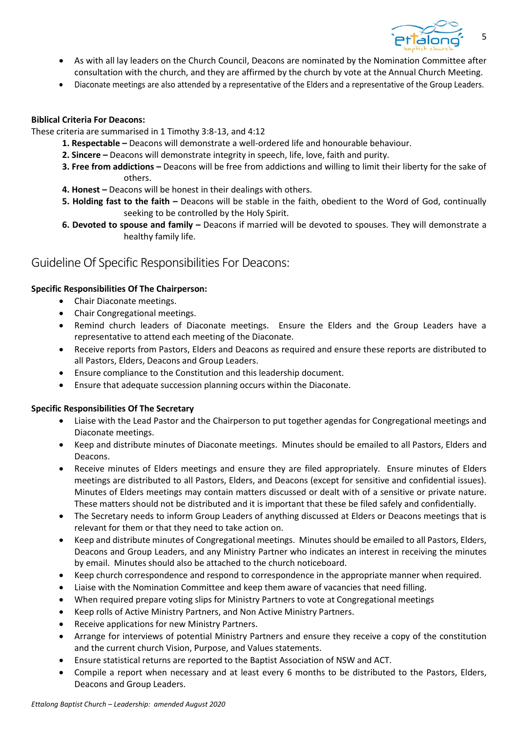- As with all lay leaders on the Church Council, Deacons are nominated by the Nomination Committee after consultation with the church, and they are affirmed by the church by vote at the Annual Church Meeting.
- Diaconate meetings are also attended by a representative of the Elders and a representative of the Group Leaders.

**Biblical Criteria For Deacons:**

These criteria are summarised in 1 Timothy 3:8-13, and 4:12

1. **Respectable –** Deacons will demonstrate a well-ordered life and honourable behaviour.
2. **Sincere –** Deacons will demonstrate integrity in speech, life, love, faith and purity.
3. **Free from addictions –** Deacons will be free from addictions and willing to limit their liberty for the sake of others.
4. **Honest –** Deacons will be honest in their dealings with others.
5. **Holding fast to the faith –** Deacons will be stable in the faith, obedient to the Word of God, continually seeking to be controlled by the Holy Spirit.
6. **Devoted to spouse and family –** Deacons if married will be devoted to spouses. They will demonstrate a healthy family life.

## Guideline Of Specific Responsibilities For Deacons:

**Specific Responsibilities Of The Chairperson:**

- Chair Diaconate meetings.
- Chair Congregational meetings.
- Remind church leaders of Diaconate meetings. Ensure the Elders and the Group Leaders have a representative to attend each meeting of the Diaconate.
- Receive reports from Pastors, Elders and Deacons as required and ensure these reports are distributed to all Pastors, Elders, Deacons and Group Leaders.
- Ensure compliance to the Constitution and this leadership document.
- Ensure that adequate succession planning occurs within the Diaconate.

**Specific Responsibilities Of The Secretary**

- Liaise with the Lead Pastor and the Chairperson to put together agendas for Congregational meetings and Diaconate meetings.
- Keep and distribute minutes of Diaconate meetings. Minutes should be emailed to all Pastors, Elders and Deacons.
- Receive minutes of Elders meetings and ensure they are filed appropriately. Ensure minutes of Elders meetings are distributed to all Pastors, Elders, and Deacons (except for sensitive and confidential issues). Minutes of Elders meetings may contain matters discussed or dealt with of a sensitive or private nature. These matters should not be distributed and it is important that these be filed safely and confidentially.
- The Secretary needs to inform Group Leaders of anything discussed at Elders or Deacons meetings that is relevant for them or that they need to take action on.
- Keep and distribute minutes of Congregational meetings. Minutes should be emailed to all Pastors, Elders, Deacons and Group Leaders, and any Ministry Partner who indicates an interest in receiving the minutes by email. Minutes should also be attached to the church noticeboard.
- Keep church correspondence and respond to correspondence in the appropriate manner when required.
- Liaise with the Nomination Committee and keep them aware of vacancies that need filling.
- When required prepare voting slips for Ministry Partners to vote at Congregational meetings
- Keep rolls of Active Ministry Partners, and Non Active Ministry Partners.
- Receive applications for new Ministry Partners.
- Arrange for interviews of potential Ministry Partners and ensure they receive a copy of the constitution and the current church Vision, Purpose, and Values statements.
- Ensure statistical returns are reported to the Baptist Association of NSW and ACT.
- Compile a report when necessary and at least every 6 months to be distributed to the Pastors, Elders, Deacons and Group Leaders.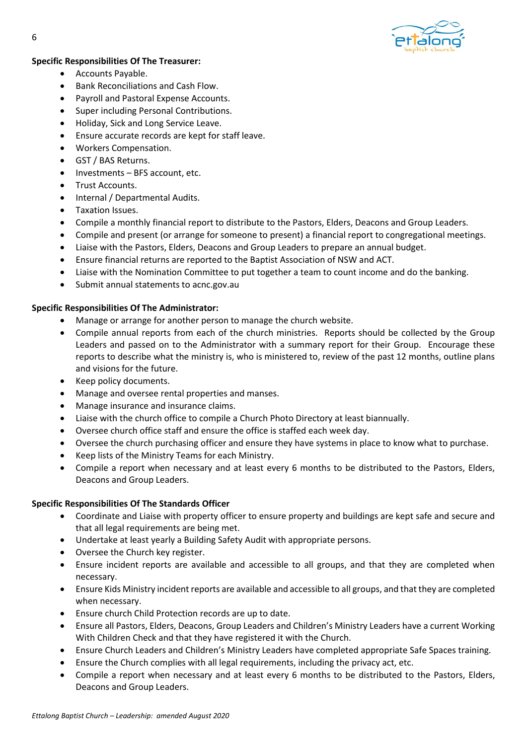**Specific Responsibilities Of The Treasurer:**

- Accounts Payable.
- Bank Reconciliations and Cash Flow.
- Payroll and Pastoral Expense Accounts.
- Super including Personal Contributions.
- Holiday, Sick and Long Service Leave.
- Ensure accurate records are kept for staff leave.
- Workers Compensation.
- GST / BAS Returns.
- Investments – BFS account, etc.
- Trust Accounts.
- Internal / Departmental Audits.
- Taxation Issues.
- Compile a monthly financial report to distribute to the Pastors, Elders, Deacons and Group Leaders.
- Compile and present (or arrange for someone to present) a financial report to congregational meetings.
- Liaise with the Pastors, Elders, Deacons and Group Leaders to prepare an annual budget.
- Ensure financial returns are reported to the Baptist Association of NSW and ACT.
- Liaise with the Nomination Committee to put together a team to count income and do the banking.
- Submit annual statements to acnc.gov.au

**Specific Responsibilities Of The Administrator:**

- Manage or arrange for another person to manage the church website.
- Compile annual reports from each of the church ministries. Reports should be collected by the Group Leaders and passed on to the Administrator with a summary report for their Group. Encourage these reports to describe what the ministry is, who is ministered to, review of the past 12 months, outline plans and visions for the future.
- Keep policy documents.
- Manage and oversee rental properties and manses.
- Manage insurance and insurance claims.
- Liaise with the church office to compile a Church Photo Directory at least biannually.
- Oversee church office staff and ensure the office is staffed each week day.
- Oversee the church purchasing officer and ensure they have systems in place to know what to purchase.
- Keep lists of the Ministry Teams for each Ministry.
- Compile a report when necessary and at least every 6 months to be distributed to the Pastors, Elders, Deacons and Group Leaders.

**Specific Responsibilities Of The Standards Officer**

- Coordinate and Liaise with property officer to ensure property and buildings are kept safe and secure and that all legal requirements are being met.
- Undertake at least yearly a Building Safety Audit with appropriate persons.
- Oversee the Church key register.
- Ensure incident reports are available and accessible to all groups, and that they are completed when necessary.
- Ensure Kids Ministry incident reports are available and accessible to all groups, and that they are completed when necessary.
- Ensure church Child Protection records are up to date.
- Ensure all Pastors, Elders, Deacons, Group Leaders and Children's Ministry Leaders have a current Working With Children Check and that they have registered it with the Church.
- Ensure Church Leaders and Children's Ministry Leaders have completed appropriate Safe Spaces training.
- Ensure the Church complies with all legal requirements, including the privacy act, etc.
- Compile a report when necessary and at least every 6 months to be distributed to the Pastors, Elders, Deacons and Group Leaders.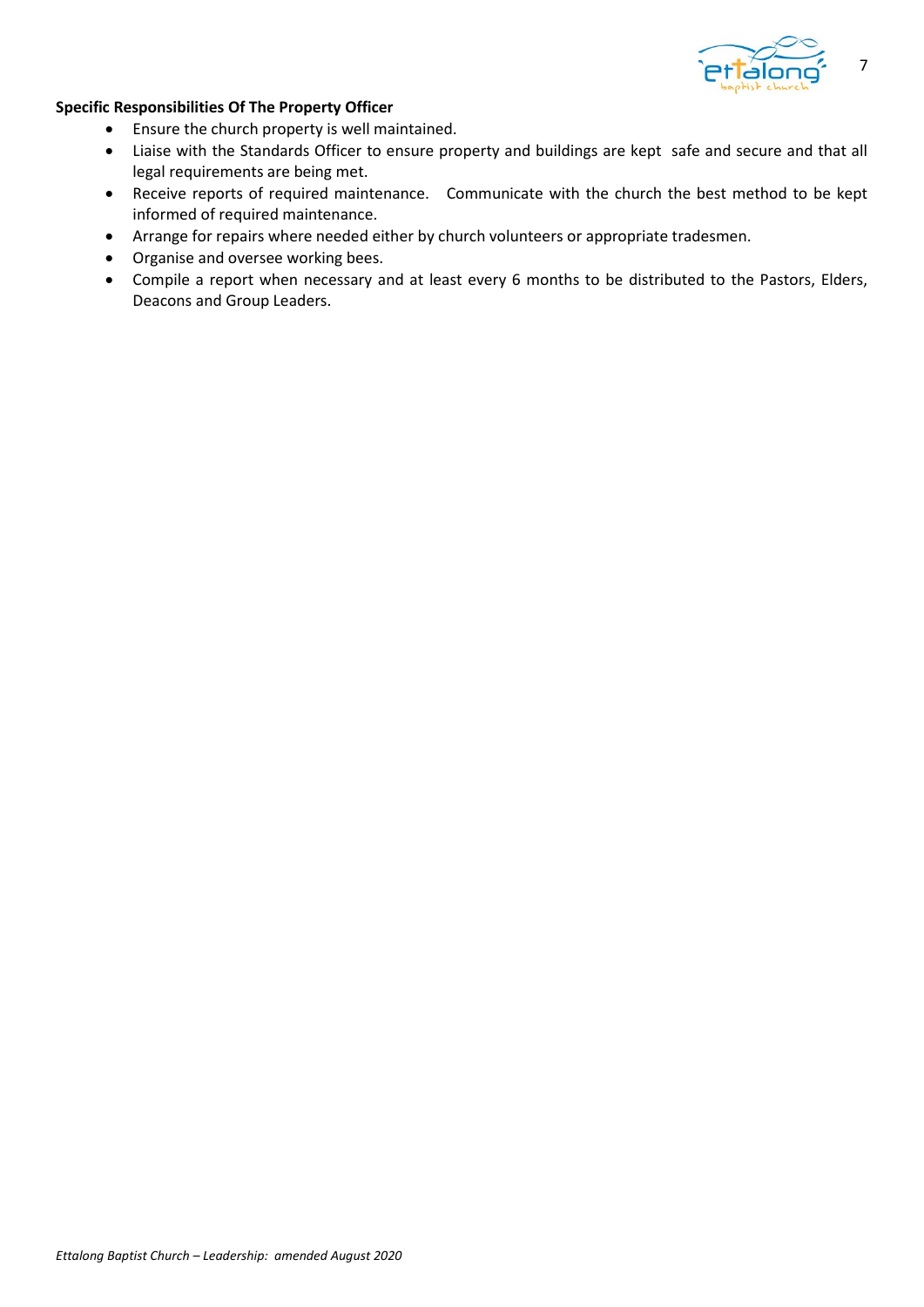**Specific Responsibilities Of The Property Officer**

- Ensure the church property is well maintained.
- Liaise with the Standards Officer to ensure property and buildings are kept safe and secure and that all legal requirements are being met.
- Receive reports of required maintenance. Communicate with the church the best method to be kept informed of required maintenance.
- Arrange for repairs where needed either by church volunteers or appropriate tradesmen.
- Organise and oversee working bees.
- Compile a report when necessary and at least every 6 months to be distributed to the Pastors, Elders, Deacons and Group Leaders.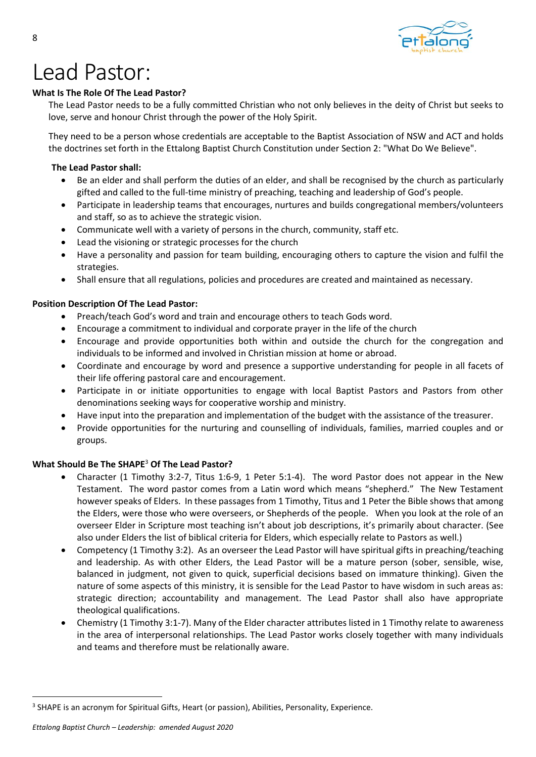# Lead Pastor:

**What Is The Role Of The Lead Pastor?**

The Lead Pastor needs to be a fully committed Christian who not only believes in the deity of Christ but seeks to love, serve and honour Christ through the power of the Holy Spirit.

They need to be a person whose credentials are acceptable to the Baptist Association of NSW and ACT and holds the doctrines set forth in the Ettalong Baptist Church Constitution under Section 2: "What Do We Believe".

**The Lead Pastor shall:**

- Be an elder and shall perform the duties of an elder, and shall be recognised by the church as particularly gifted and called to the full-time ministry of preaching, teaching and leadership of God's people.
- Participate in leadership teams that encourages, nurtures and builds congregational members/volunteers and staff, so as to achieve the strategic vision.
- Communicate well with a variety of persons in the church, community, staff etc.
- Lead the visioning or strategic processes for the church
- Have a personality and passion for team building, encouraging others to capture the vision and fulfil the strategies.
- Shall ensure that all regulations, policies and procedures are created and maintained as necessary.

**Position Description Of The Lead Pastor:**

- Preach/teach God's word and train and encourage others to teach Gods word.
- Encourage a commitment to individual and corporate prayer in the life of the church
- Encourage and provide opportunities both within and outside the church for the congregation and individuals to be informed and involved in Christian mission at home or abroad.
- Coordinate and encourage by word and presence a supportive understanding for people in all facets of their life offering pastoral care and encouragement.
- Participate in or initiate opportunities to engage with local Baptist Pastors and Pastors from other denominations seeking ways for cooperative worship and ministry.
- Have input into the preparation and implementation of the budget with the assistance of the treasurer.
- Provide opportunities for the nurturing and counselling of individuals, families, married couples and or groups.

**What Should Be The SHAPE[3] Of The Lead Pastor?**

- Character (1 Timothy 3:2-7, Titus 1:6-9, 1 Peter 5:1-4). The word Pastor does not appear in the New Testament. The word pastor comes from a Latin word which means "shepherd." The New Testament however speaks of Elders. In these passages from 1 Timothy, Titus and 1 Peter the Bible shows that among the Elders, were those who were overseers, or Shepherds of the people. When you look at the role of an overseer Elder in Scripture most teaching isn't about job descriptions, it's primarily about character. (See also under Elders the list of biblical criteria for Elders, which especially relate to Pastors as well.)
- Competency (1 Timothy 3:2). As an overseer the Lead Pastor will have spiritual gifts in preaching/teaching and leadership. As with other Elders, the Lead Pastor will be a mature person (sober, sensible, wise, balanced in judgment, not given to quick, superficial decisions based on immature thinking). Given the nature of some aspects of this ministry, it is sensible for the Lead Pastor to have wisdom in such areas as: strategic direction; accountability and management. The Lead Pastor shall also have appropriate theological qualifications.
- Chemistry (1 Timothy 3:1-7). Many of the Elder character attributes listed in 1 Timothy relate to awareness in the area of interpersonal relationships. The Lead Pastor works closely together with many individuals and teams and therefore must be relationally aware.

[3] SHAPE is an acronym for Spiritual Gifts, Heart (or passion), Abilities, Personality, Experience.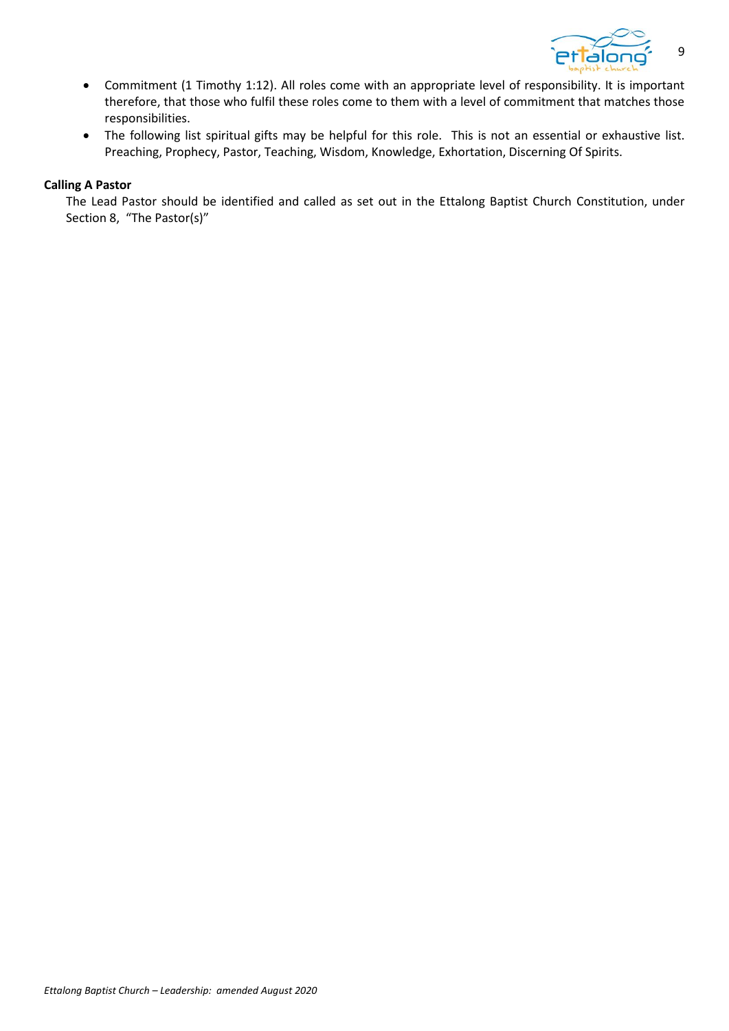- Commitment (1 Timothy 1:12). All roles come with an appropriate level of responsibility. It is important therefore, that those who fulfil these roles come to them with a level of commitment that matches those responsibilities.
- The following list spiritual gifts may be helpful for this role.  This is not an essential or exhaustive list. Preaching, Prophecy, Pastor, Teaching, Wisdom, Knowledge, Exhortation, Discerning Of Spirits.

**Calling A Pastor**

The Lead Pastor should be identified and called as set out in the Ettalong Baptist Church Constitution, under Section 8,  "The Pastor(s)"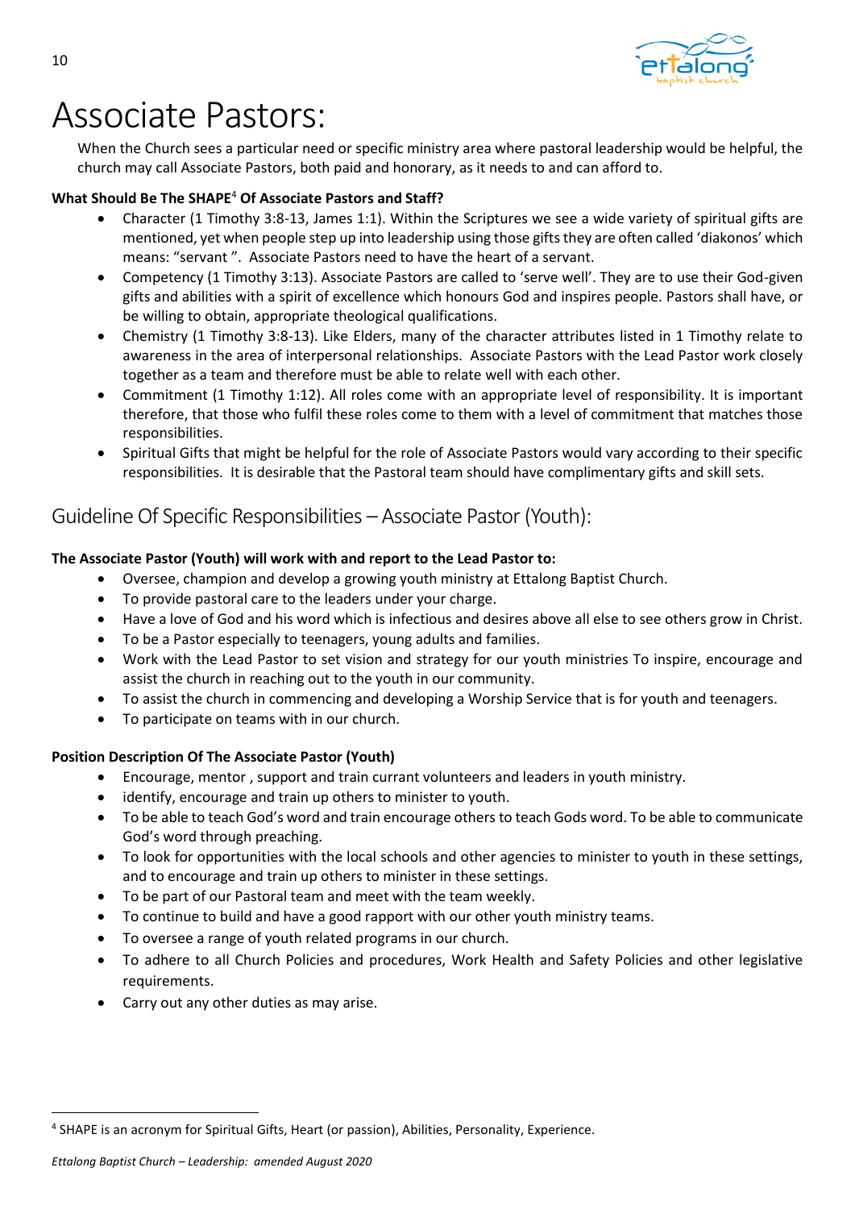# Associate Pastors:

When the Church sees a particular need or specific ministry area where pastoral leadership would be helpful, the church may call Associate Pastors, both paid and honorary, as it needs to and can afford to.

**What Should Be The SHAPE[4] Of Associate Pastors and Staff?**

- Character (1 Timothy 3:8-13, James 1:1). Within the Scriptures we see a wide variety of spiritual gifts are mentioned, yet when people step up into leadership using those gifts they are often called 'diakonos' which means: "servant ". Associate Pastors need to have the heart of a servant.
- Competency (1 Timothy 3:13). Associate Pastors are called to 'serve well'. They are to use their God-given gifts and abilities with a spirit of excellence which honours God and inspires people. Pastors shall have, or be willing to obtain, appropriate theological qualifications.
- Chemistry (1 Timothy 3:8-13). Like Elders, many of the character attributes listed in 1 Timothy relate to awareness in the area of interpersonal relationships. Associate Pastors with the Lead Pastor work closely together as a team and therefore must be able to relate well with each other.
- Commitment (1 Timothy 1:12). All roles come with an appropriate level of responsibility. It is important therefore, that those who fulfil these roles come to them with a level of commitment that matches those responsibilities.
- Spiritual Gifts that might be helpful for the role of Associate Pastors would vary according to their specific responsibilities. It is desirable that the Pastoral team should have complimentary gifts and skill sets.

## Guideline Of Specific Responsibilities – Associate Pastor (Youth):

**The Associate Pastor (Youth) will work with and report to the Lead Pastor to:**

- Oversee, champion and develop a growing youth ministry at Ettalong Baptist Church.
- To provide pastoral care to the leaders under your charge.
- Have a love of God and his word which is infectious and desires above all else to see others grow in Christ.
- To be a Pastor especially to teenagers, young adults and families.
- Work with the Lead Pastor to set vision and strategy for our youth ministries To inspire, encourage and assist the church in reaching out to the youth in our community.
- To assist the church in commencing and developing a Worship Service that is for youth and teenagers.
- To participate on teams with in our church.

**Position Description Of The Associate Pastor (Youth)**

- Encourage, mentor , support and train currant volunteers and leaders in youth ministry.
- identify, encourage and train up others to minister to youth.
- To be able to teach God's word and train encourage others to teach Gods word. To be able to communicate God's word through preaching.
- To look for opportunities with the local schools and other agencies to minister to youth in these settings, and to encourage and train up others to minister in these settings.
- To be part of our Pastoral team and meet with the team weekly.
- To continue to build and have a good rapport with our other youth ministry teams.
- To oversee a range of youth related programs in our church.
- To adhere to all Church Policies and procedures, Work Health and Safety Policies and other legislative requirements.
- Carry out any other duties as may arise.

[4] SHAPE is an acronym for Spiritual Gifts, Heart (or passion), Abilities, Personality, Experience.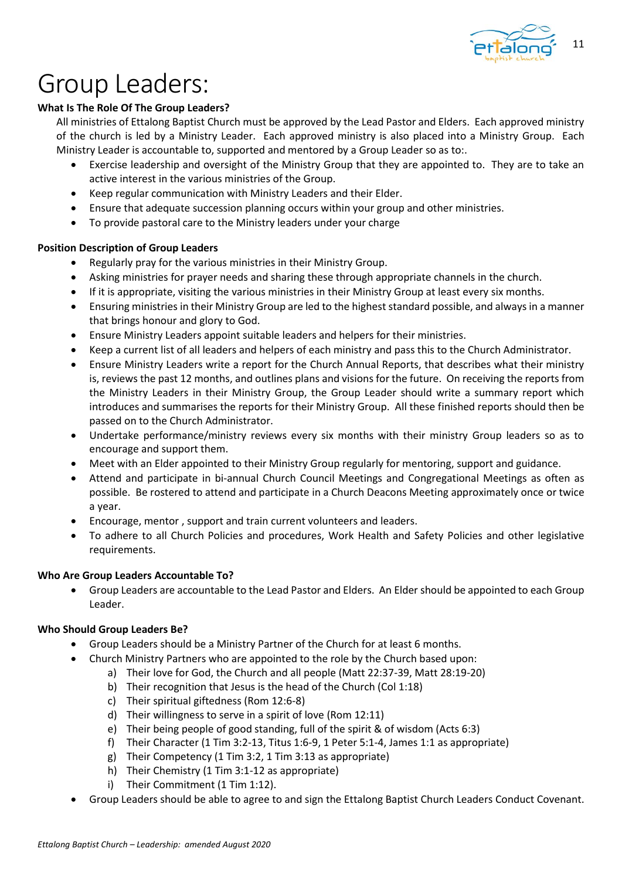# Group Leaders:

**What Is The Role Of The Group Leaders?**

All ministries of Ettalong Baptist Church must be approved by the Lead Pastor and Elders. Each approved ministry of the church is led by a Ministry Leader. Each approved ministry is also placed into a Ministry Group. Each Ministry Leader is accountable to, supported and mentored by a Group Leader so as to:.

- Exercise leadership and oversight of the Ministry Group that they are appointed to. They are to take an active interest in the various ministries of the Group.
- Keep regular communication with Ministry Leaders and their Elder.
- Ensure that adequate succession planning occurs within your group and other ministries.
- To provide pastoral care to the Ministry leaders under your charge

**Position Description of Group Leaders**

- Regularly pray for the various ministries in their Ministry Group.
- Asking ministries for prayer needs and sharing these through appropriate channels in the church.
- If it is appropriate, visiting the various ministries in their Ministry Group at least every six months.
- Ensuring ministries in their Ministry Group are led to the highest standard possible, and always in a manner that brings honour and glory to God.
- Ensure Ministry Leaders appoint suitable leaders and helpers for their ministries.
- Keep a current list of all leaders and helpers of each ministry and pass this to the Church Administrator.
- Ensure Ministry Leaders write a report for the Church Annual Reports, that describes what their ministry is, reviews the past 12 months, and outlines plans and visions for the future. On receiving the reports from the Ministry Leaders in their Ministry Group, the Group Leader should write a summary report which introduces and summarises the reports for their Ministry Group. All these finished reports should then be passed on to the Church Administrator.
- Undertake performance/ministry reviews every six months with their ministry Group leaders so as to encourage and support them.
- Meet with an Elder appointed to their Ministry Group regularly for mentoring, support and guidance.
- Attend and participate in bi-annual Church Council Meetings and Congregational Meetings as often as possible. Be rostered to attend and participate in a Church Deacons Meeting approximately once or twice a year.
- Encourage, mentor , support and train current volunteers and leaders.
- To adhere to all Church Policies and procedures, Work Health and Safety Policies and other legislative requirements.

**Who Are Group Leaders Accountable To?**

- Group Leaders are accountable to the Lead Pastor and Elders. An Elder should be appointed to each Group Leader.

**Who Should Group Leaders Be?**

- Group Leaders should be a Ministry Partner of the Church for at least 6 months.
- Church Ministry Partners who are appointed to the role by the Church based upon:
  a) Their love for God, the Church and all people (Matt 22:37-39, Matt 28:19-20)
  b) Their recognition that Jesus is the head of the Church (Col 1:18)
  c) Their spiritual giftedness (Rom 12:6-8)
  d) Their willingness to serve in a spirit of love (Rom 12:11)
  e) Their being people of good standing, full of the spirit & of wisdom (Acts 6:3)
  f) Their Character (1 Tim 3:2-13, Titus 1:6-9, 1 Peter 5:1-4, James 1:1 as appropriate)
  g) Their Competency (1 Tim 3:2, 1 Tim 3:13 as appropriate)
  h) Their Chemistry (1 Tim 3:1-12 as appropriate)
  i) Their Commitment (1 Tim 1:12).
- Group Leaders should be able to agree to and sign the Ettalong Baptist Church Leaders Conduct Covenant.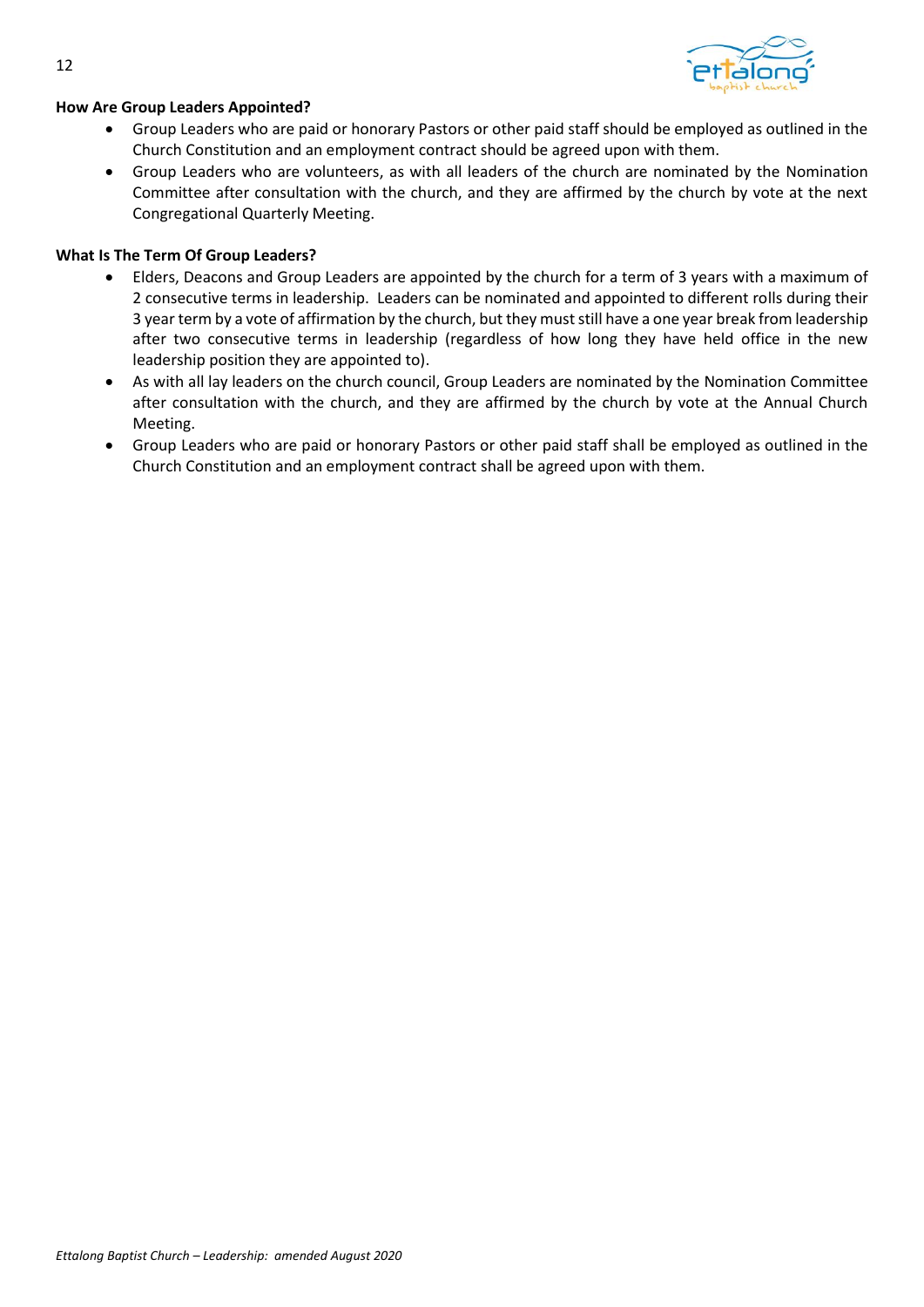**How Are Group Leaders Appointed?**

- Group Leaders who are paid or honorary Pastors or other paid staff should be employed as outlined in the Church Constitution and an employment contract should be agreed upon with them.
- Group Leaders who are volunteers, as with all leaders of the church are nominated by the Nomination Committee after consultation with the church, and they are affirmed by the church by vote at the next Congregational Quarterly Meeting.

**What Is The Term Of Group Leaders?**

- Elders, Deacons and Group Leaders are appointed by the church for a term of 3 years with a maximum of 2 consecutive terms in leadership. Leaders can be nominated and appointed to different rolls during their 3 year term by a vote of affirmation by the church, but they must still have a one year break from leadership after two consecutive terms in leadership (regardless of how long they have held office in the new leadership position they are appointed to).
- As with all lay leaders on the church council, Group Leaders are nominated by the Nomination Committee after consultation with the church, and they are affirmed by the church by vote at the Annual Church Meeting.
- Group Leaders who are paid or honorary Pastors or other paid staff shall be employed as outlined in the Church Constitution and an employment contract shall be agreed upon with them.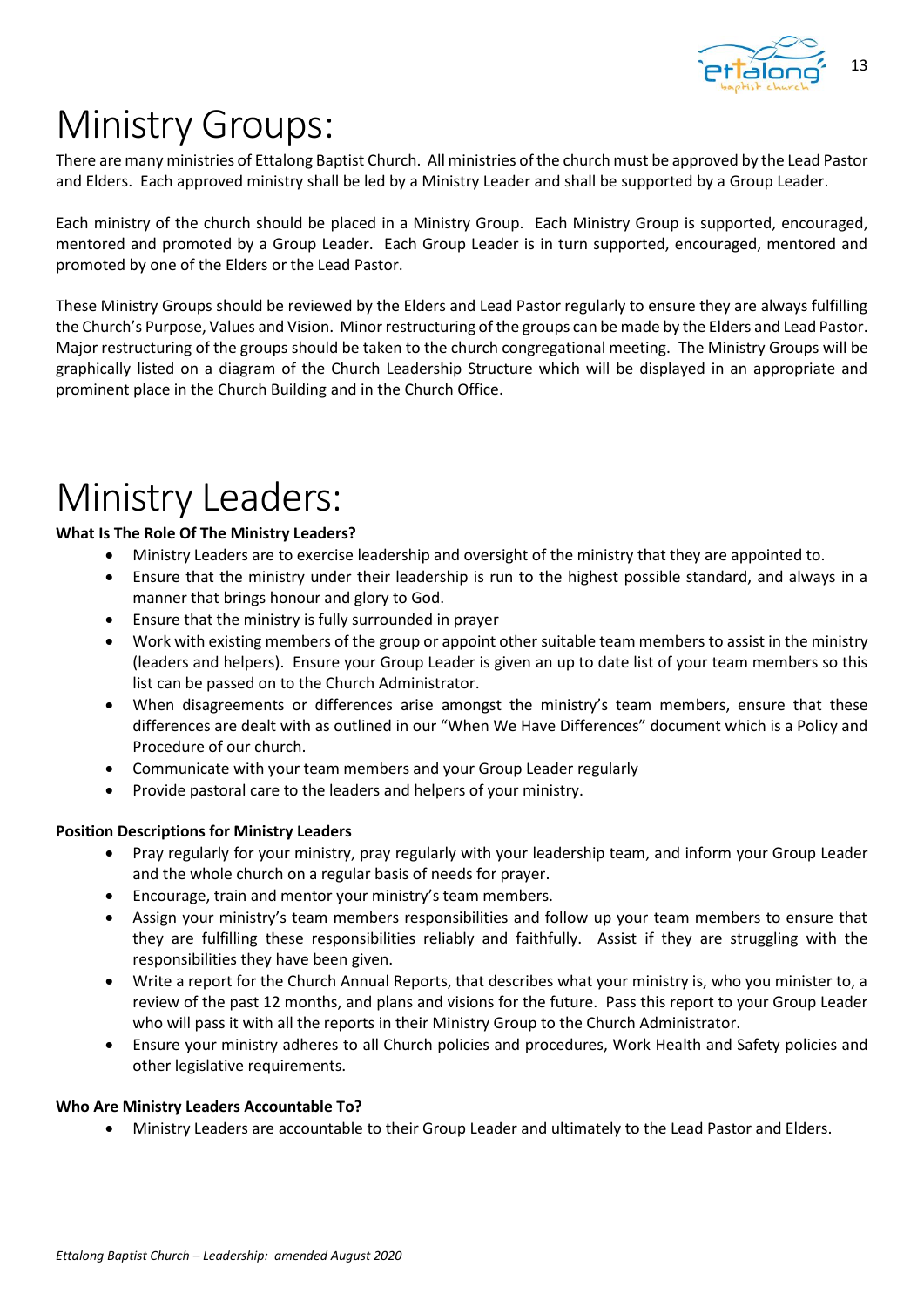# Ministry Groups:

There are many ministries of Ettalong Baptist Church. All ministries of the church must be approved by the Lead Pastor and Elders. Each approved ministry shall be led by a Ministry Leader and shall be supported by a Group Leader.

Each ministry of the church should be placed in a Ministry Group. Each Ministry Group is supported, encouraged, mentored and promoted by a Group Leader. Each Group Leader is in turn supported, encouraged, mentored and promoted by one of the Elders or the Lead Pastor.

These Ministry Groups should be reviewed by the Elders and Lead Pastor regularly to ensure they are always fulfilling the Church's Purpose, Values and Vision. Minor restructuring of the groups can be made by the Elders and Lead Pastor. Major restructuring of the groups should be taken to the church congregational meeting. The Ministry Groups will be graphically listed on a diagram of the Church Leadership Structure which will be displayed in an appropriate and prominent place in the Church Building and in the Church Office.

# Ministry Leaders:

**What Is The Role Of The Ministry Leaders?**

- Ministry Leaders are to exercise leadership and oversight of the ministry that they are appointed to.
- Ensure that the ministry under their leadership is run to the highest possible standard, and always in a manner that brings honour and glory to God.
- Ensure that the ministry is fully surrounded in prayer
- Work with existing members of the group or appoint other suitable team members to assist in the ministry (leaders and helpers). Ensure your Group Leader is given an up to date list of your team members so this list can be passed on to the Church Administrator.
- When disagreements or differences arise amongst the ministry's team members, ensure that these differences are dealt with as outlined in our "When We Have Differences" document which is a Policy and Procedure of our church.
- Communicate with your team members and your Group Leader regularly
- Provide pastoral care to the leaders and helpers of your ministry.

**Position Descriptions for Ministry Leaders**

- Pray regularly for your ministry, pray regularly with your leadership team, and inform your Group Leader and the whole church on a regular basis of needs for prayer.
- Encourage, train and mentor your ministry's team members.
- Assign your ministry's team members responsibilities and follow up your team members to ensure that they are fulfilling these responsibilities reliably and faithfully. Assist if they are struggling with the responsibilities they have been given.
- Write a report for the Church Annual Reports, that describes what your ministry is, who you minister to, a review of the past 12 months, and plans and visions for the future. Pass this report to your Group Leader who will pass it with all the reports in their Ministry Group to the Church Administrator.
- Ensure your ministry adheres to all Church policies and procedures, Work Health and Safety policies and other legislative requirements.

**Who Are Ministry Leaders Accountable To?**

- Ministry Leaders are accountable to their Group Leader and ultimately to the Lead Pastor and Elders.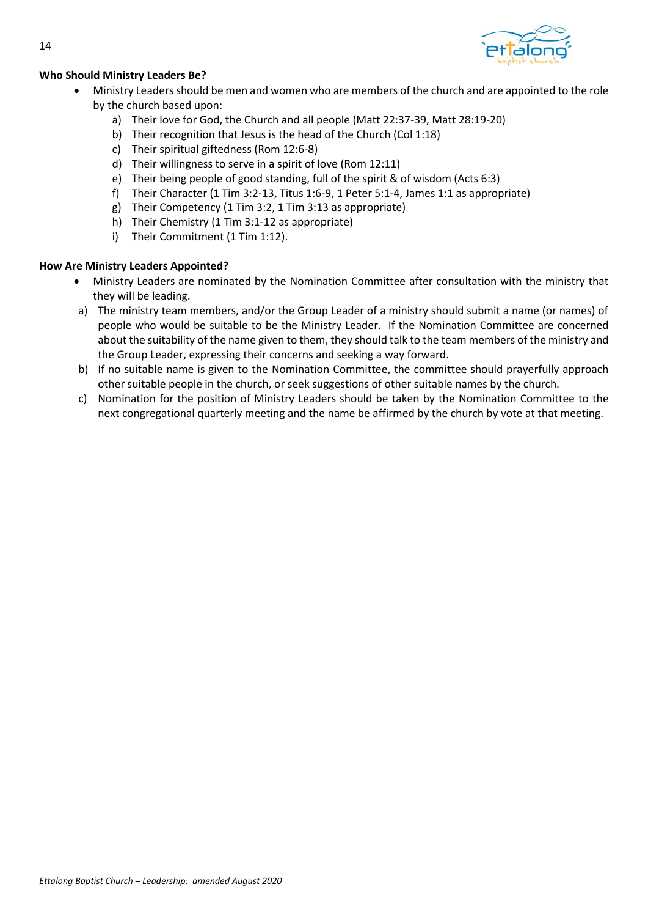**Who Should Ministry Leaders Be?**

- Ministry Leaders should be men and women who are members of the church and are appointed to the role by the church based upon:
    a) Their love for God, the Church and all people (Matt 22:37-39, Matt 28:19-20)
    b) Their recognition that Jesus is the head of the Church (Col 1:18)
    c) Their spiritual giftedness (Rom 12:6-8)
    d) Their willingness to serve in a spirit of love (Rom 12:11)
    e) Their being people of good standing, full of the spirit & of wisdom (Acts 6:3)
    f) Their Character (1 Tim 3:2-13, Titus 1:6-9, 1 Peter 5:1-4, James 1:1 as appropriate)
    g) Their Competency (1 Tim 3:2, 1 Tim 3:13 as appropriate)
    h) Their Chemistry (1 Tim 3:1-12 as appropriate)
    i) Their Commitment (1 Tim 1:12).

**How Are Ministry Leaders Appointed?**

- Ministry Leaders are nominated by the Nomination Committee after consultation with the ministry that they will be leading.

a) The ministry team members, and/or the Group Leader of a ministry should submit a name (or names) of people who would be suitable to be the Ministry Leader. If the Nomination Committee are concerned about the suitability of the name given to them, they should talk to the team members of the ministry and the Group Leader, expressing their concerns and seeking a way forward.
b) If no suitable name is given to the Nomination Committee, the committee should prayerfully approach other suitable people in the church, or seek suggestions of other suitable names by the church.
c) Nomination for the position of Ministry Leaders should be taken by the Nomination Committee to the next congregational quarterly meeting and the name be affirmed by the church by vote at that meeting.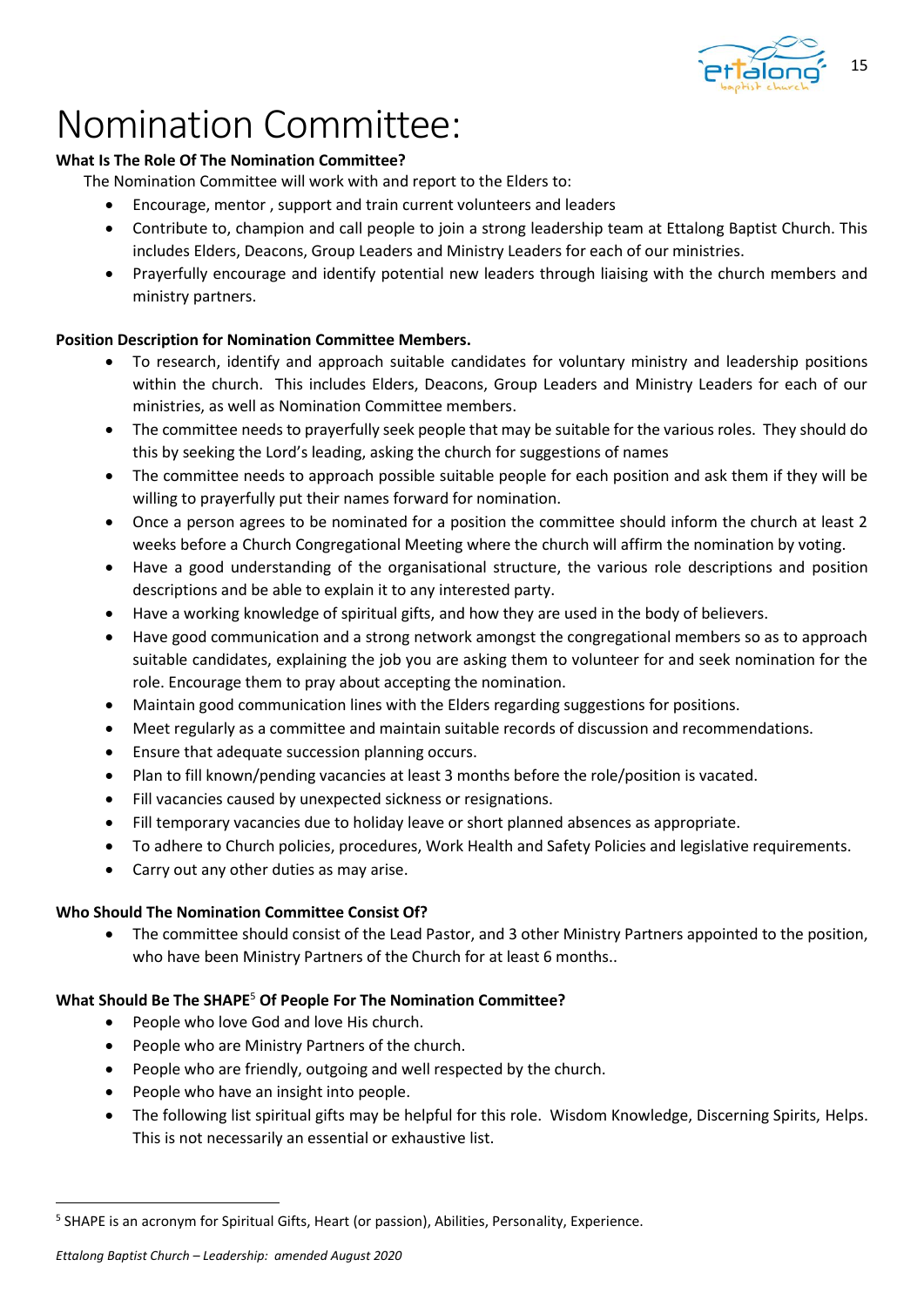# Nomination Committee:

**What Is The Role Of The Nomination Committee?**

The Nomination Committee will work with and report to the Elders to:

- Encourage, mentor , support and train current volunteers and leaders
- Contribute to, champion and call people to join a strong leadership team at Ettalong Baptist Church. This includes Elders, Deacons, Group Leaders and Ministry Leaders for each of our ministries.
- Prayerfully encourage and identify potential new leaders through liaising with the church members and ministry partners.

**Position Description for Nomination Committee Members.**

- To research, identify and approach suitable candidates for voluntary ministry and leadership positions within the church. This includes Elders, Deacons, Group Leaders and Ministry Leaders for each of our ministries, as well as Nomination Committee members.
- The committee needs to prayerfully seek people that may be suitable for the various roles. They should do this by seeking the Lord's leading, asking the church for suggestions of names
- The committee needs to approach possible suitable people for each position and ask them if they will be willing to prayerfully put their names forward for nomination.
- Once a person agrees to be nominated for a position the committee should inform the church at least 2 weeks before a Church Congregational Meeting where the church will affirm the nomination by voting.
- Have a good understanding of the organisational structure, the various role descriptions and position descriptions and be able to explain it to any interested party.
- Have a working knowledge of spiritual gifts, and how they are used in the body of believers.
- Have good communication and a strong network amongst the congregational members so as to approach suitable candidates, explaining the job you are asking them to volunteer for and seek nomination for the role. Encourage them to pray about accepting the nomination.
- Maintain good communication lines with the Elders regarding suggestions for positions.
- Meet regularly as a committee and maintain suitable records of discussion and recommendations.
- Ensure that adequate succession planning occurs.
- Plan to fill known/pending vacancies at least 3 months before the role/position is vacated.
- Fill vacancies caused by unexpected sickness or resignations.
- Fill temporary vacancies due to holiday leave or short planned absences as appropriate.
- To adhere to Church policies, procedures, Work Health and Safety Policies and legislative requirements.
- Carry out any other duties as may arise.

**Who Should The Nomination Committee Consist Of?**

- The committee should consist of the Lead Pastor, and 3 other Ministry Partners appointed to the position, who have been Ministry Partners of the Church for at least 6 months..

**What Should Be The SHAPE[5] Of People For The Nomination Committee?**

- People who love God and love His church.
- People who are Ministry Partners of the church.
- People who are friendly, outgoing and well respected by the church.
- People who have an insight into people.
- The following list spiritual gifts may be helpful for this role. Wisdom Knowledge, Discerning Spirits, Helps. This is not necessarily an essential or exhaustive list.

[5] SHAPE is an acronym for Spiritual Gifts, Heart (or passion), Abilities, Personality, Experience.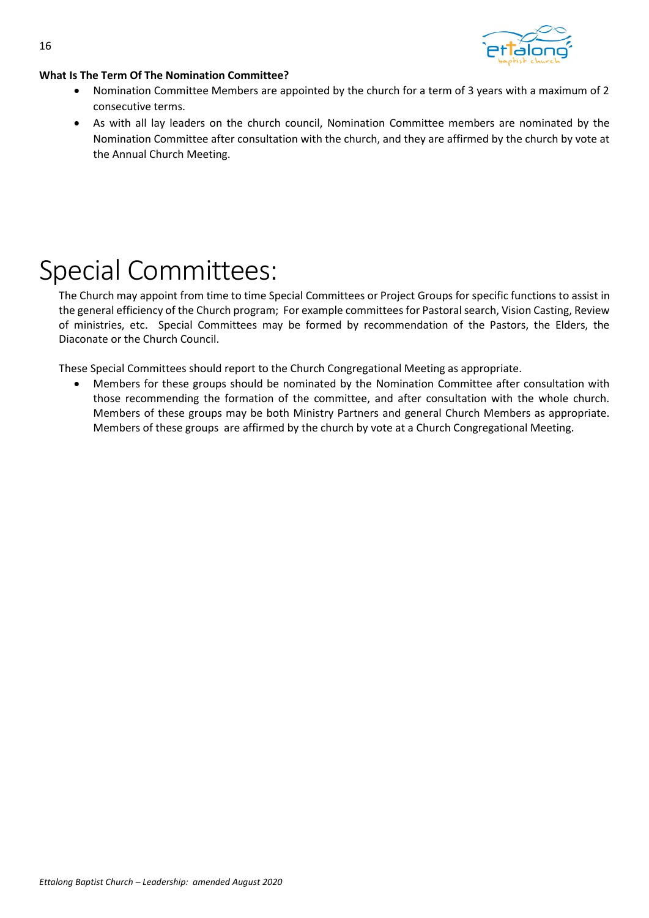**What Is The Term Of The Nomination Committee?**

- Nomination Committee Members are appointed by the church for a term of 3 years with a maximum of 2 consecutive terms.
- As with all lay leaders on the church council, Nomination Committee members are nominated by the Nomination Committee after consultation with the church, and they are affirmed by the church by vote at the Annual Church Meeting.

# Special Committees:

The Church may appoint from time to time Special Committees or Project Groups for specific functions to assist in the general efficiency of the Church program; For example committees for Pastoral search, Vision Casting, Review of ministries, etc. Special Committees may be formed by recommendation of the Pastors, the Elders, the Diaconate or the Church Council.

These Special Committees should report to the Church Congregational Meeting as appropriate.

- Members for these groups should be nominated by the Nomination Committee after consultation with those recommending the formation of the committee, and after consultation with the whole church. Members of these groups may be both Ministry Partners and general Church Members as appropriate. Members of these groups are affirmed by the church by vote at a Church Congregational Meeting.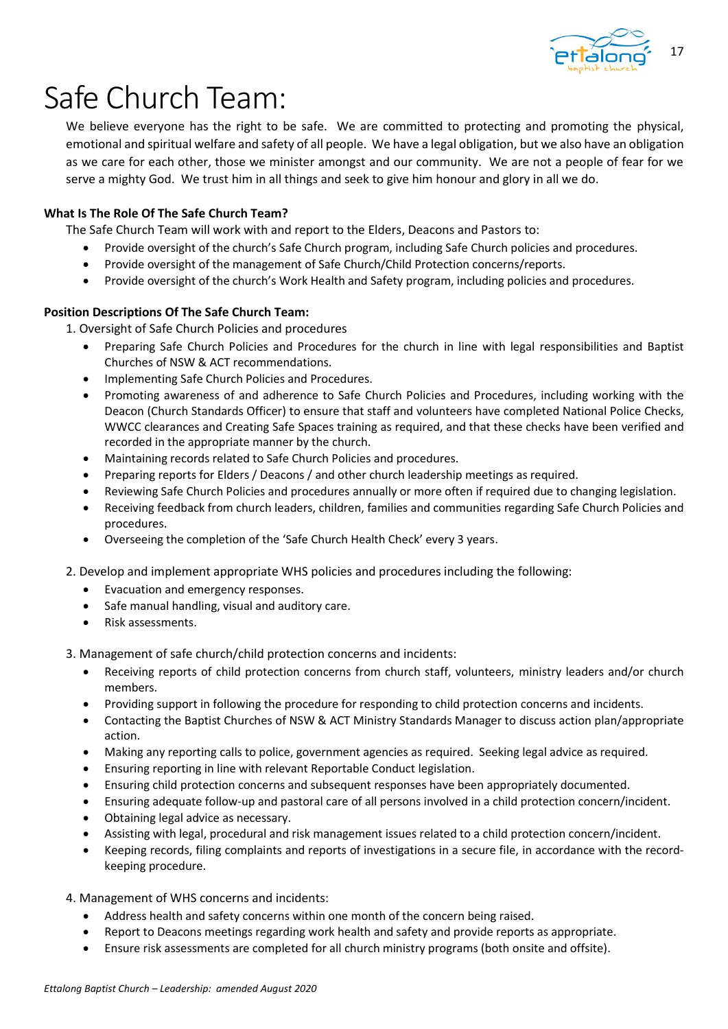# Safe Church Team:

We believe everyone has the right to be safe. We are committed to protecting and promoting the physical, emotional and spiritual welfare and safety of all people. We have a legal obligation, but we also have an obligation as we care for each other, those we minister amongst and our community. We are not a people of fear for we serve a mighty God. We trust him in all things and seek to give him honour and glory in all we do.

**What Is The Role Of The Safe Church Team?**

The Safe Church Team will work with and report to the Elders, Deacons and Pastors to:

- Provide oversight of the church's Safe Church program, including Safe Church policies and procedures.
- Provide oversight of the management of Safe Church/Child Protection concerns/reports.
- Provide oversight of the church's Work Health and Safety program, including policies and procedures.

**Position Descriptions Of The Safe Church Team:**

1. Oversight of Safe Church Policies and procedures
   - Preparing Safe Church Policies and Procedures for the church in line with legal responsibilities and Baptist Churches of NSW & ACT recommendations.
   - Implementing Safe Church Policies and Procedures.
   - Promoting awareness of and adherence to Safe Church Policies and Procedures, including working with the Deacon (Church Standards Officer) to ensure that staff and volunteers have completed National Police Checks, WWCC clearances and Creating Safe Spaces training as required, and that these checks have been verified and recorded in the appropriate manner by the church.
   - Maintaining records related to Safe Church Policies and procedures.
   - Preparing reports for Elders / Deacons / and other church leadership meetings as required.
   - Reviewing Safe Church Policies and procedures annually or more often if required due to changing legislation.
   - Receiving feedback from church leaders, children, families and communities regarding Safe Church Policies and procedures.
   - Overseeing the completion of the 'Safe Church Health Check' every 3 years.

2. Develop and implement appropriate WHS policies and procedures including the following:
   - Evacuation and emergency responses.
   - Safe manual handling, visual and auditory care.
   - Risk assessments.

3. Management of safe church/child protection concerns and incidents:
   - Receiving reports of child protection concerns from church staff, volunteers, ministry leaders and/or church members.
   - Providing support in following the procedure for responding to child protection concerns and incidents.
   - Contacting the Baptist Churches of NSW & ACT Ministry Standards Manager to discuss action plan/appropriate action.
   - Making any reporting calls to police, government agencies as required. Seeking legal advice as required.
   - Ensuring reporting in line with relevant Reportable Conduct legislation.
   - Ensuring child protection concerns and subsequent responses have been appropriately documented.
   - Ensuring adequate follow-up and pastoral care of all persons involved in a child protection concern/incident.
   - Obtaining legal advice as necessary.
   - Assisting with legal, procedural and risk management issues related to a child protection concern/incident.
   - Keeping records, filing complaints and reports of investigations in a secure file, in accordance with the record-keeping procedure.

4. Management of WHS concerns and incidents:
   - Address health and safety concerns within one month of the concern being raised.
   - Report to Deacons meetings regarding work health and safety and provide reports as appropriate.
   - Ensure risk assessments are completed for all church ministry programs (both onsite and offsite).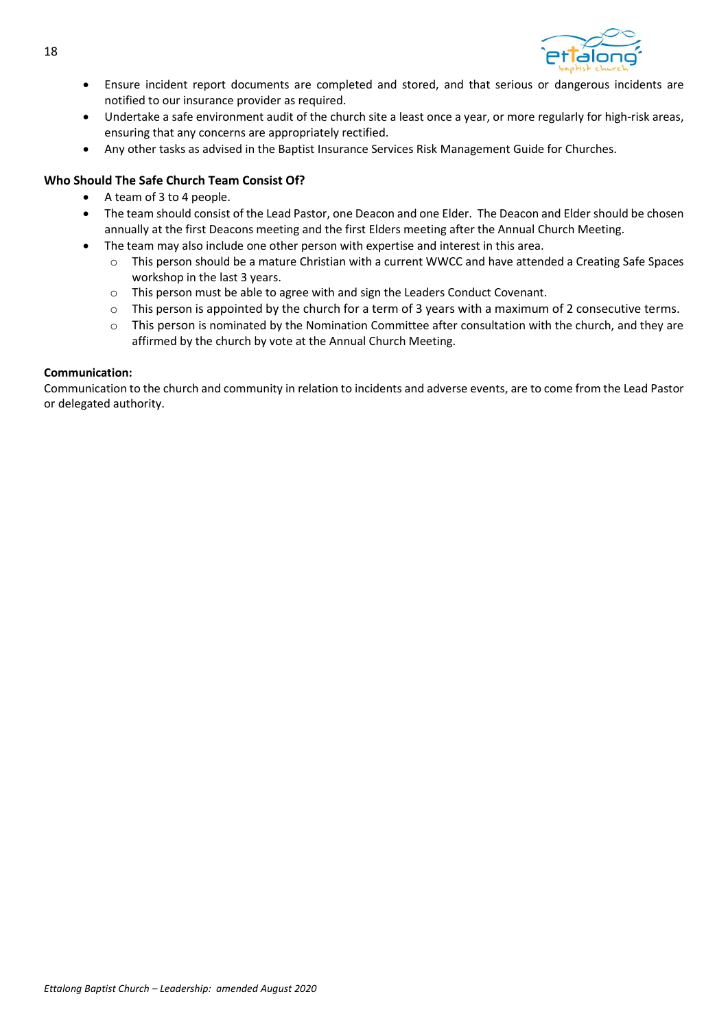- Ensure incident report documents are completed and stored, and that serious or dangerous incidents are notified to our insurance provider as required.
- Undertake a safe environment audit of the church site a least once a year, or more regularly for high-risk areas, ensuring that any concerns are appropriately rectified.
- Any other tasks as advised in the Baptist Insurance Services Risk Management Guide for Churches.

**Who Should The Safe Church Team Consist Of?**

- A team of 3 to 4 people.
- The team should consist of the Lead Pastor, one Deacon and one Elder. The Deacon and Elder should be chosen annually at the first Deacons meeting and the first Elders meeting after the Annual Church Meeting.
- The team may also include one other person with expertise and interest in this area.
  - This person should be a mature Christian with a current WWCC and have attended a Creating Safe Spaces workshop in the last 3 years.
  - This person must be able to agree with and sign the Leaders Conduct Covenant.
  - This person is appointed by the church for a term of 3 years with a maximum of 2 consecutive terms.
  - This person is nominated by the Nomination Committee after consultation with the church, and they are affirmed by the church by vote at the Annual Church Meeting.

**Communication:**

Communication to the church and community in relation to incidents and adverse events, are to come from the Lead Pastor or delegated authority.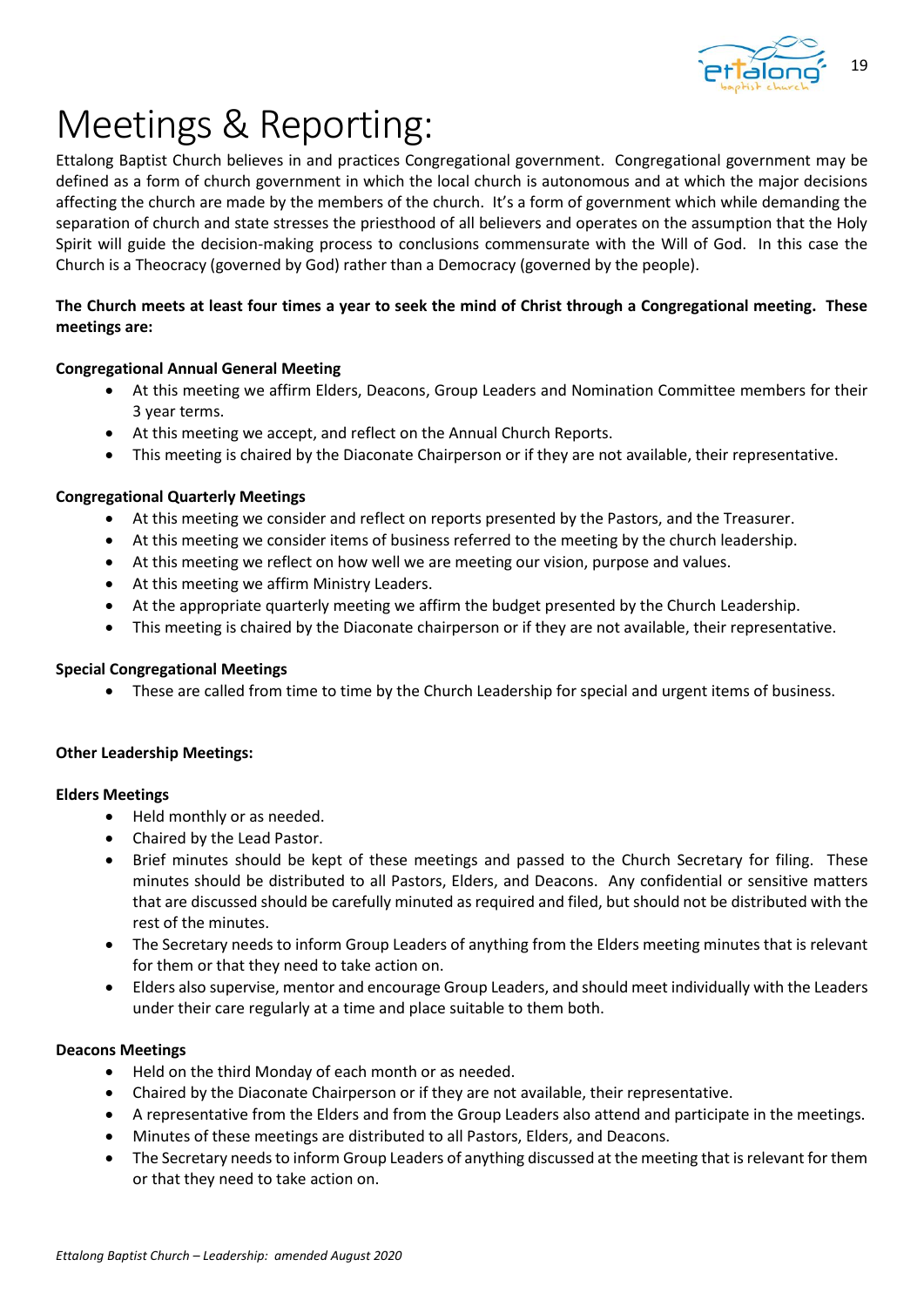# Meetings & Reporting:

Ettalong Baptist Church believes in and practices Congregational government. Congregational government may be defined as a form of church government in which the local church is autonomous and at which the major decisions affecting the church are made by the members of the church. It's a form of government which while demanding the separation of church and state stresses the priesthood of all believers and operates on the assumption that the Holy Spirit will guide the decision-making process to conclusions commensurate with the Will of God. In this case the Church is a Theocracy (governed by God) rather than a Democracy (governed by the people).

**The Church meets at least four times a year to seek the mind of Christ through a Congregational meeting. These meetings are:**

**Congregational Annual General Meeting**

- At this meeting we affirm Elders, Deacons, Group Leaders and Nomination Committee members for their 3 year terms.
- At this meeting we accept, and reflect on the Annual Church Reports.
- This meeting is chaired by the Diaconate Chairperson or if they are not available, their representative.

**Congregational Quarterly Meetings**

- At this meeting we consider and reflect on reports presented by the Pastors, and the Treasurer.
- At this meeting we consider items of business referred to the meeting by the church leadership.
- At this meeting we reflect on how well we are meeting our vision, purpose and values.
- At this meeting we affirm Ministry Leaders.
- At the appropriate quarterly meeting we affirm the budget presented by the Church Leadership.
- This meeting is chaired by the Diaconate chairperson or if they are not available, their representative.

**Special Congregational Meetings**

- These are called from time to time by the Church Leadership for special and urgent items of business.

**Other Leadership Meetings:**

**Elders Meetings**

- Held monthly or as needed.
- Chaired by the Lead Pastor.
- Brief minutes should be kept of these meetings and passed to the Church Secretary for filing. These minutes should be distributed to all Pastors, Elders, and Deacons. Any confidential or sensitive matters that are discussed should be carefully minuted as required and filed, but should not be distributed with the rest of the minutes.
- The Secretary needs to inform Group Leaders of anything from the Elders meeting minutes that is relevant for them or that they need to take action on.
- Elders also supervise, mentor and encourage Group Leaders, and should meet individually with the Leaders under their care regularly at a time and place suitable to them both.

**Deacons Meetings**

- Held on the third Monday of each month or as needed.
- Chaired by the Diaconate Chairperson or if they are not available, their representative.
- A representative from the Elders and from the Group Leaders also attend and participate in the meetings.
- Minutes of these meetings are distributed to all Pastors, Elders, and Deacons.
- The Secretary needs to inform Group Leaders of anything discussed at the meeting that is relevant for them or that they need to take action on.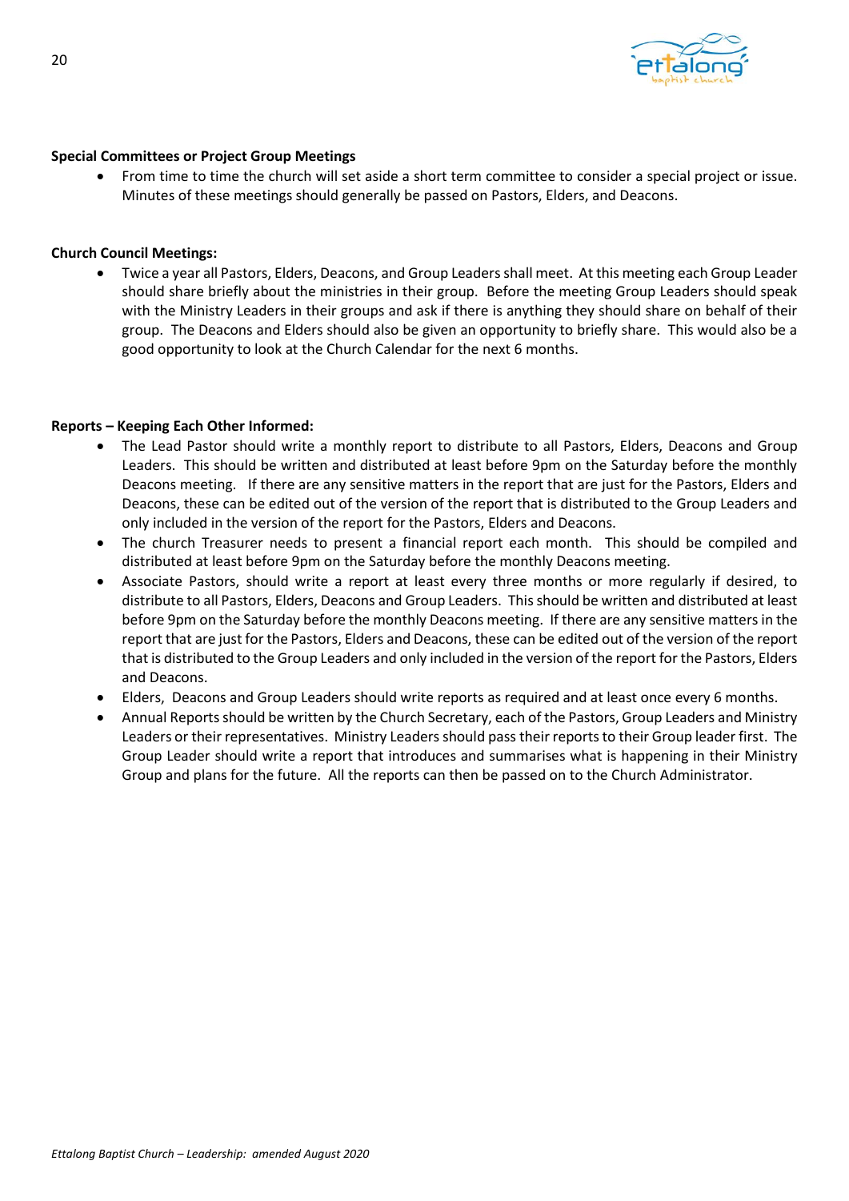**Special Committees or Project Group Meetings**

- From time to time the church will set aside a short term committee to consider a special project or issue. Minutes of these meetings should generally be passed on Pastors, Elders, and Deacons.

**Church Council Meetings:**

- Twice a year all Pastors, Elders, Deacons, and Group Leaders shall meet. At this meeting each Group Leader should share briefly about the ministries in their group. Before the meeting Group Leaders should speak with the Ministry Leaders in their groups and ask if there is anything they should share on behalf of their group. The Deacons and Elders should also be given an opportunity to briefly share. This would also be a good opportunity to look at the Church Calendar for the next 6 months.

**Reports – Keeping Each Other Informed:**

- The Lead Pastor should write a monthly report to distribute to all Pastors, Elders, Deacons and Group Leaders. This should be written and distributed at least before 9pm on the Saturday before the monthly Deacons meeting. If there are any sensitive matters in the report that are just for the Pastors, Elders and Deacons, these can be edited out of the version of the report that is distributed to the Group Leaders and only included in the version of the report for the Pastors, Elders and Deacons.
- The church Treasurer needs to present a financial report each month. This should be compiled and distributed at least before 9pm on the Saturday before the monthly Deacons meeting.
- Associate Pastors, should write a report at least every three months or more regularly if desired, to distribute to all Pastors, Elders, Deacons and Group Leaders. This should be written and distributed at least before 9pm on the Saturday before the monthly Deacons meeting. If there are any sensitive matters in the report that are just for the Pastors, Elders and Deacons, these can be edited out of the version of the report that is distributed to the Group Leaders and only included in the version of the report for the Pastors, Elders and Deacons.
- Elders, Deacons and Group Leaders should write reports as required and at least once every 6 months.
- Annual Reports should be written by the Church Secretary, each of the Pastors, Group Leaders and Ministry Leaders or their representatives. Ministry Leaders should pass their reports to their Group leader first. The Group Leader should write a report that introduces and summarises what is happening in their Ministry Group and plans for the future. All the reports can then be passed on to the Church Administrator.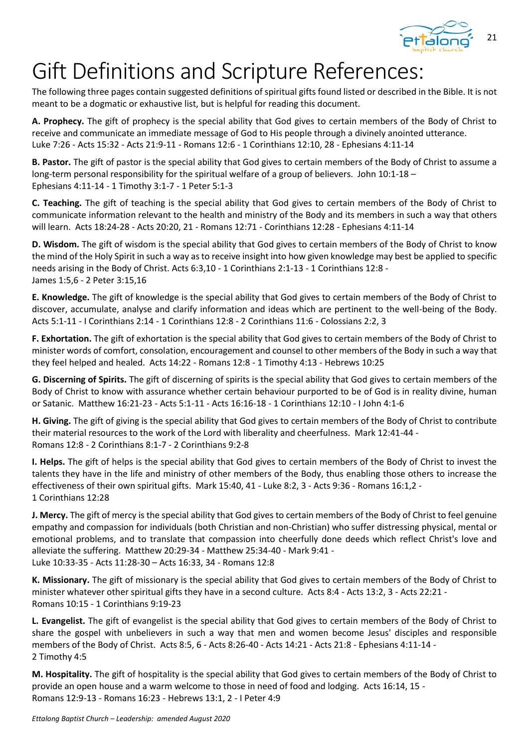# Gift Definitions and Scripture References:

The following three pages contain suggested definitions of spiritual gifts found listed or described in the Bible. It is not meant to be a dogmatic or exhaustive list, but is helpful for reading this document.

**A. Prophecy.** The gift of prophecy is the special ability that God gives to certain members of the Body of Christ to receive and communicate an immediate message of God to His people through a divinely anointed utterance. Luke 7:26 - Acts 15:32 - Acts 21:9-11 - Romans 12:6 - 1 Corinthians 12:10, 28 - Ephesians 4:11-14

**B. Pastor.** The gift of pastor is the special ability that God gives to certain members of the Body of Christ to assume a long-term personal responsibility for the spiritual welfare of a group of believers. John 10:1-18 – Ephesians 4:11-14 - 1 Timothy 3:1-7 - 1 Peter 5:1-3

**C. Teaching.** The gift of teaching is the special ability that God gives to certain members of the Body of Christ to communicate information relevant to the health and ministry of the Body and its members in such a way that others will learn. Acts 18:24-28 - Acts 20:20, 21 - Romans 12:71 - Corinthians 12:28 - Ephesians 4:11-14

**D. Wisdom.** The gift of wisdom is the special ability that God gives to certain members of the Body of Christ to know the mind of the Holy Spirit in such a way as to receive insight into how given knowledge may best be applied to specific needs arising in the Body of Christ. Acts 6:3,10 - 1 Corinthians 2:1-13 - 1 Corinthians 12:8 - James 1:5,6 - 2 Peter 3:15,16

**E. Knowledge.** The gift of knowledge is the special ability that God gives to certain members of the Body of Christ to discover, accumulate, analyse and clarify information and ideas which are pertinent to the well-being of the Body. Acts 5:1-11 - I Corinthians 2:14 - 1 Corinthians 12:8 - 2 Corinthians 11:6 - Colossians 2:2, 3

**F. Exhortation.** The gift of exhortation is the special ability that God gives to certain members of the Body of Christ to minister words of comfort, consolation, encouragement and counsel to other members of the Body in such a way that they feel helped and healed. Acts 14:22 - Romans 12:8 - 1 Timothy 4:13 - Hebrews 10:25

**G. Discerning of Spirits.** The gift of discerning of spirits is the special ability that God gives to certain members of the Body of Christ to know with assurance whether certain behaviour purported to be of God is in reality divine, human or Satanic. Matthew 16:21-23 - Acts 5:1-11 - Acts 16:16-18 - 1 Corinthians 12:10 - I John 4:1-6

**H. Giving.** The gift of giving is the special ability that God gives to certain members of the Body of Christ to contribute their material resources to the work of the Lord with liberality and cheerfulness. Mark 12:41-44 - Romans 12:8 - 2 Corinthians 8:1-7 - 2 Corinthians 9:2-8

**I. Helps.** The gift of helps is the special ability that God gives to certain members of the Body of Christ to invest the talents they have in the life and ministry of other members of the Body, thus enabling those others to increase the effectiveness of their own spiritual gifts. Mark 15:40, 41 - Luke 8:2, 3 - Acts 9:36 - Romans 16:1,2 - 1 Corinthians 12:28

**J. Mercy.** The gift of mercy is the special ability that God gives to certain members of the Body of Christ to feel genuine empathy and compassion for individuals (both Christian and non-Christian) who suffer distressing physical, mental or emotional problems, and to translate that compassion into cheerfully done deeds which reflect Christ's love and alleviate the suffering. Matthew 20:29-34 - Matthew 25:34-40 - Mark 9:41 - Luke 10:33-35 - Acts 11:28-30 – Acts 16:33, 34 - Romans 12:8

**K. Missionary.** The gift of missionary is the special ability that God gives to certain members of the Body of Christ to minister whatever other spiritual gifts they have in a second culture. Acts 8:4 - Acts 13:2, 3 - Acts 22:21 - Romans 10:15 - 1 Corinthians 9:19-23

**L. Evangelist.** The gift of evangelist is the special ability that God gives to certain members of the Body of Christ to share the gospel with unbelievers in such a way that men and women become Jesus' disciples and responsible members of the Body of Christ. Acts 8:5, 6 - Acts 8:26-40 - Acts 14:21 - Acts 21:8 - Ephesians 4:11-14 - 2 Timothy 4:5

**M. Hospitality.** The gift of hospitality is the special ability that God gives to certain members of the Body of Christ to provide an open house and a warm welcome to those in need of food and lodging. Acts 16:14, 15 - Romans 12:9-13 - Romans 16:23 - Hebrews 13:1, 2 - I Peter 4:9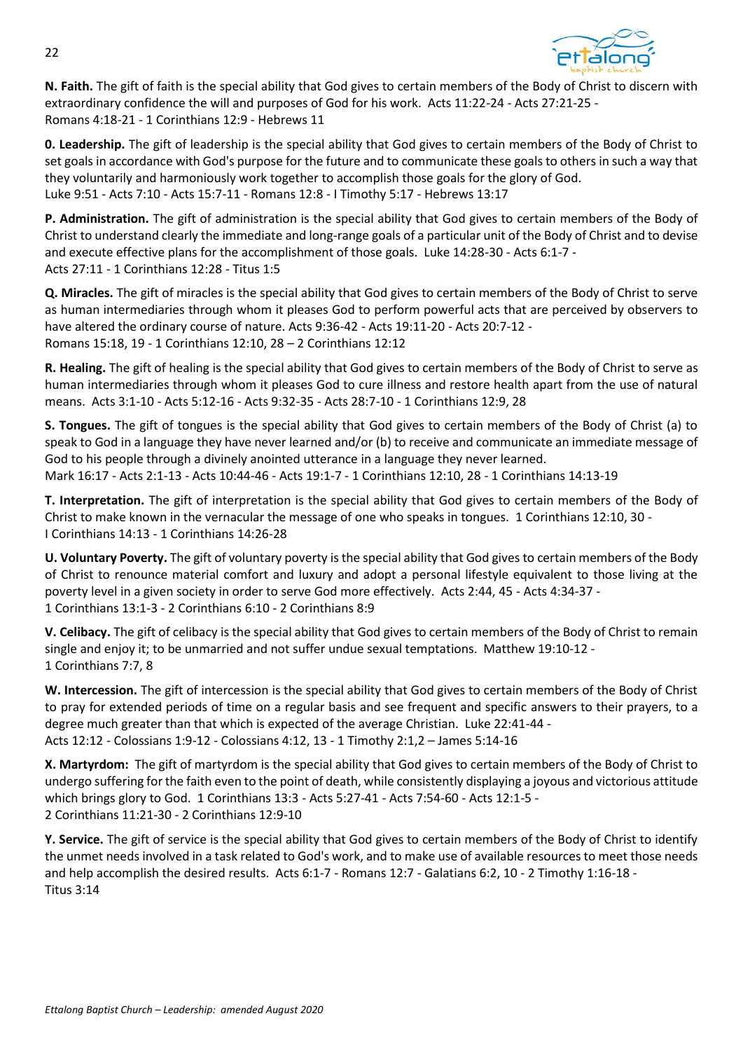**N. Faith.** The gift of faith is the special ability that God gives to certain members of the Body of Christ to discern with extraordinary confidence the will and purposes of God for his work. Acts 11:22-24 - Acts 27:21-25 - Romans 4:18-21 - 1 Corinthians 12:9 - Hebrews 11

**0. Leadership.** The gift of leadership is the special ability that God gives to certain members of the Body of Christ to set goals in accordance with God's purpose for the future and to communicate these goals to others in such a way that they voluntarily and harmoniously work together to accomplish those goals for the glory of God. Luke 9:51 - Acts 7:10 - Acts 15:7-11 - Romans 12:8 - I Timothy 5:17 - Hebrews 13:17

**P. Administration.** The gift of administration is the special ability that God gives to certain members of the Body of Christ to understand clearly the immediate and long-range goals of a particular unit of the Body of Christ and to devise and execute effective plans for the accomplishment of those goals. Luke 14:28-30 - Acts 6:1-7 - Acts 27:11 - 1 Corinthians 12:28 - Titus 1:5

**Q. Miracles.** The gift of miracles is the special ability that God gives to certain members of the Body of Christ to serve as human intermediaries through whom it pleases God to perform powerful acts that are perceived by observers to have altered the ordinary course of nature. Acts 9:36-42 - Acts 19:11-20 - Acts 20:7-12 - Romans 15:18, 19 - 1 Corinthians 12:10, 28 – 2 Corinthians 12:12

**R. Healing.** The gift of healing is the special ability that God gives to certain members of the Body of Christ to serve as human intermediaries through whom it pleases God to cure illness and restore health apart from the use of natural means. Acts 3:1-10 - Acts 5:12-16 - Acts 9:32-35 - Acts 28:7-10 - 1 Corinthians 12:9, 28

**S. Tongues.** The gift of tongues is the special ability that God gives to certain members of the Body of Christ (a) to speak to God in a language they have never learned and/or (b) to receive and communicate an immediate message of God to his people through a divinely anointed utterance in a language they never learned. Mark 16:17 - Acts 2:1-13 - Acts 10:44-46 - Acts 19:1-7 - 1 Corinthians 12:10, 28 - 1 Corinthians 14:13-19

**T. Interpretation.** The gift of interpretation is the special ability that God gives to certain members of the Body of Christ to make known in the vernacular the message of one who speaks in tongues. 1 Corinthians 12:10, 30 - I Corinthians 14:13 - 1 Corinthians 14:26-28

**U. Voluntary Poverty.** The gift of voluntary poverty is the special ability that God gives to certain members of the Body of Christ to renounce material comfort and luxury and adopt a personal lifestyle equivalent to those living at the poverty level in a given society in order to serve God more effectively. Acts 2:44, 45 - Acts 4:34-37 - 1 Corinthians 13:1-3 - 2 Corinthians 6:10 - 2 Corinthians 8:9

**V. Celibacy.** The gift of celibacy is the special ability that God gives to certain members of the Body of Christ to remain single and enjoy it; to be unmarried and not suffer undue sexual temptations. Matthew 19:10-12 - 1 Corinthians 7:7, 8

**W. Intercession.** The gift of intercession is the special ability that God gives to certain members of the Body of Christ to pray for extended periods of time on a regular basis and see frequent and specific answers to their prayers, to a degree much greater than that which is expected of the average Christian. Luke 22:41-44 - Acts 12:12 - Colossians 1:9-12 - Colossians 4:12, 13 - 1 Timothy 2:1,2 – James 5:14-16

**X. Martyrdom:** The gift of martyrdom is the special ability that God gives to certain members of the Body of Christ to undergo suffering for the faith even to the point of death, while consistently displaying a joyous and victorious attitude which brings glory to God. 1 Corinthians 13:3 - Acts 5:27-41 - Acts 7:54-60 - Acts 12:1-5 - 2 Corinthians 11:21-30 - 2 Corinthians 12:9-10

**Y. Service.** The gift of service is the special ability that God gives to certain members of the Body of Christ to identify the unmet needs involved in a task related to God's work, and to make use of available resources to meet those needs and help accomplish the desired results. Acts 6:1-7 - Romans 12:7 - Galatians 6:2, 10 - 2 Timothy 1:16-18 - Titus 3:14